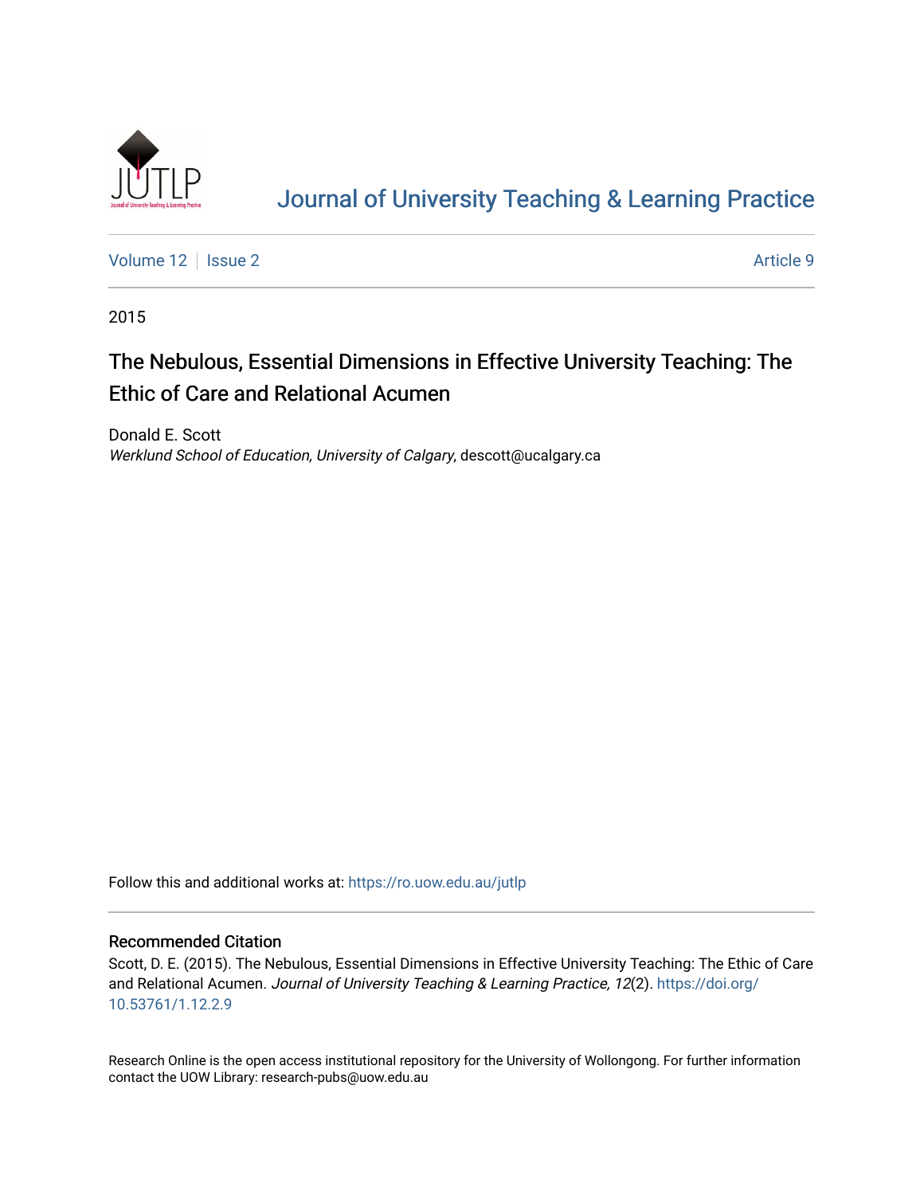# Journal of University Teaching & Learning Practice

Volume 12 | Issue 2 | Article 9

2015

## The Nebulous, Essential Dimensions in Effective University Teaching: The Ethic of Care and Relational Acumen

Donald E. Scott
*Werklund School of Education, University of Calgary*, descott@ucalgary.ca

Follow this and additional works at: https://ro.uow.edu.au/jutlp

### Recommended Citation

Scott, D. E. (2015). The Nebulous, Essential Dimensions in Effective University Teaching: The Ethic of Care and Relational Acumen. *Journal of University Teaching & Learning Practice, 12*(2). https://doi.org/10.53761/1.12.2.9

Research Online is the open access institutional repository for the University of Wollongong. For further information contact the UOW Library: research-pubs@uow.edu.au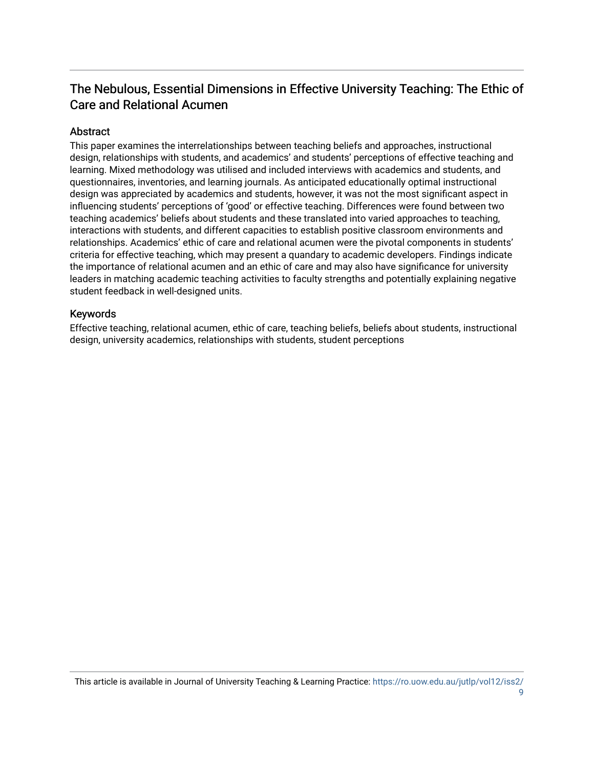## The Nebulous, Essential Dimensions in Effective University Teaching: The Ethic of Care and Relational Acumen

### Abstract

This paper examines the interrelationships between teaching beliefs and approaches, instructional design, relationships with students, and academics' and students' perceptions of effective teaching and learning. Mixed methodology was utilised and included interviews with academics and students, and questionnaires, inventories, and learning journals. As anticipated educationally optimal instructional design was appreciated by academics and students, however, it was not the most significant aspect in influencing students' perceptions of 'good' or effective teaching. Differences were found between two teaching academics' beliefs about students and these translated into varied approaches to teaching, interactions with students, and different capacities to establish positive classroom environments and relationships. Academics' ethic of care and relational acumen were the pivotal components in students' criteria for effective teaching, which may present a quandary to academic developers. Findings indicate the importance of relational acumen and an ethic of care and may also have significance for university leaders in matching academic teaching activities to faculty strengths and potentially explaining negative student feedback in well-designed units.

### Keywords

Effective teaching, relational acumen, ethic of care, teaching beliefs, beliefs about students, instructional design, university academics, relationships with students, student perceptions

This article is available in Journal of University Teaching & Learning Practice: https://ro.uow.edu.au/jutlp/vol12/iss2/9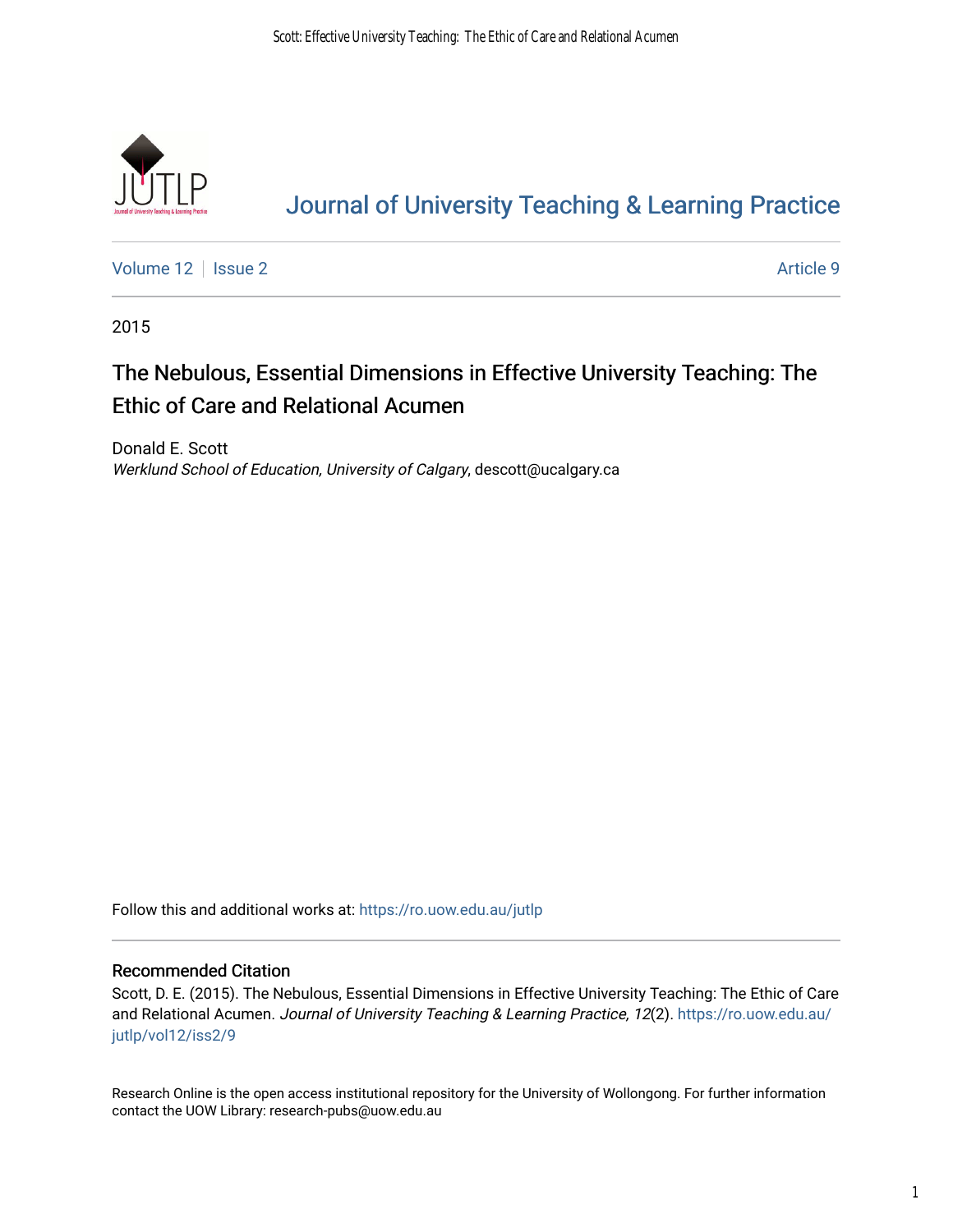[Journal of University Teaching & Learning Practice](https://ro.uow.edu.au/jutlp)

Volume 12 | Issue 2 | Article 9

2015

# The Nebulous, Essential Dimensions in Effective University Teaching: The Ethic of Care and Relational Acumen

Donald E. Scott
*Werklund School of Education, University of Calgary*, descott@ucalgary.ca

Follow this and additional works at: https://ro.uow.edu.au/jutlp

## Recommended Citation

Scott, D. E. (2015). The Nebulous, Essential Dimensions in Effective University Teaching: The Ethic of Care and Relational Acumen. *Journal of University Teaching & Learning Practice, 12*(2). https://ro.uow.edu.au/jutlp/vol12/iss2/9

Research Online is the open access institutional repository for the University of Wollongong. For further information contact the UOW Library: research-pubs@uow.edu.au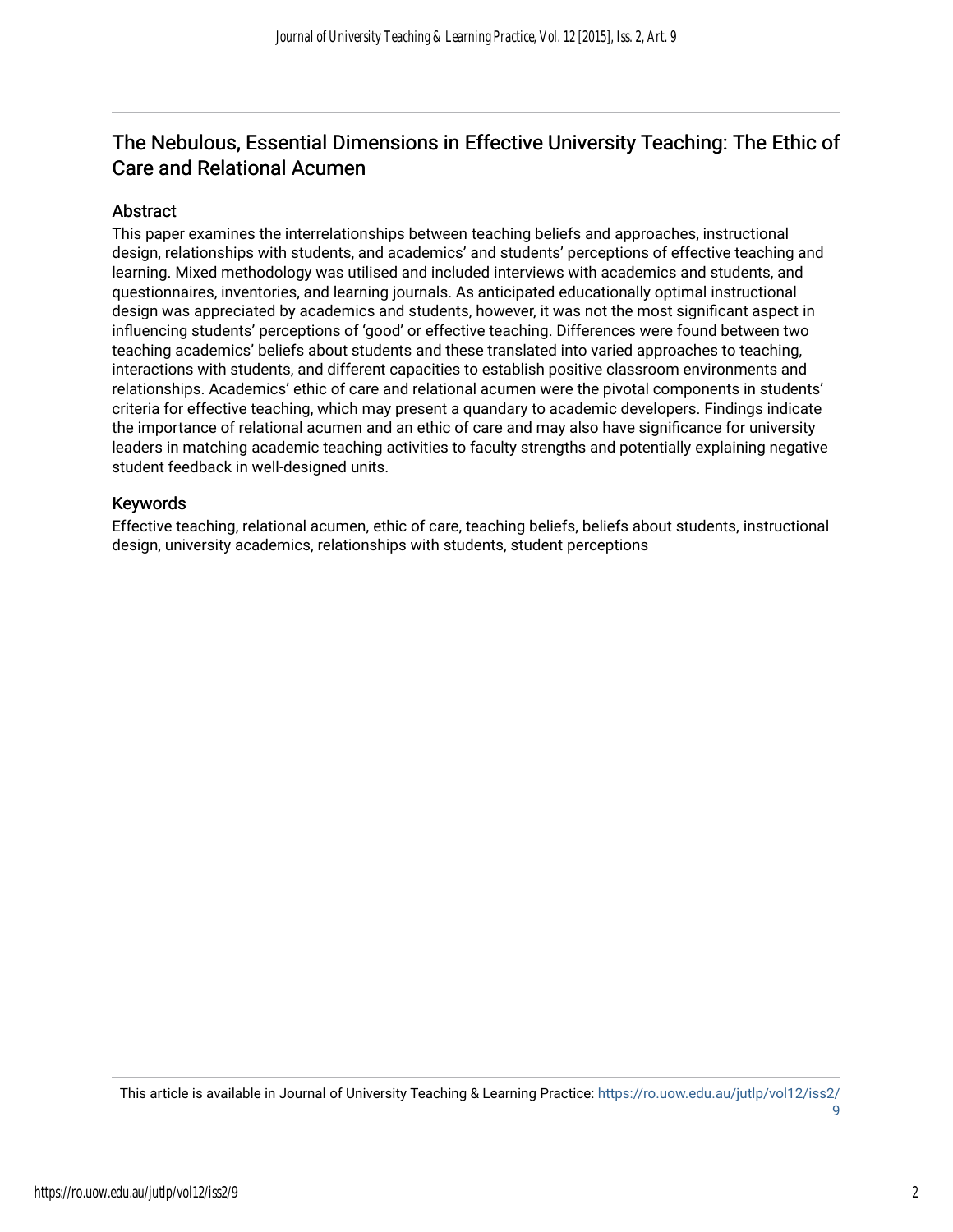# The Nebulous, Essential Dimensions in Effective University Teaching: The Ethic of Care and Relational Acumen

## Abstract

This paper examines the interrelationships between teaching beliefs and approaches, instructional design, relationships with students, and academics' and students' perceptions of effective teaching and learning. Mixed methodology was utilised and included interviews with academics and students, and questionnaires, inventories, and learning journals. As anticipated educationally optimal instructional design was appreciated by academics and students, however, it was not the most significant aspect in influencing students' perceptions of 'good' or effective teaching. Differences were found between two teaching academics' beliefs about students and these translated into varied approaches to teaching, interactions with students, and different capacities to establish positive classroom environments and relationships. Academics' ethic of care and relational acumen were the pivotal components in students' criteria for effective teaching, which may present a quandary to academic developers. Findings indicate the importance of relational acumen and an ethic of care and may also have significance for university leaders in matching academic teaching activities to faculty strengths and potentially explaining negative student feedback in well-designed units.

## Keywords

Effective teaching, relational acumen, ethic of care, teaching beliefs, beliefs about students, instructional design, university academics, relationships with students, student perceptions

This article is available in Journal of University Teaching & Learning Practice: https://ro.uow.edu.au/jutlp/vol12/iss2/9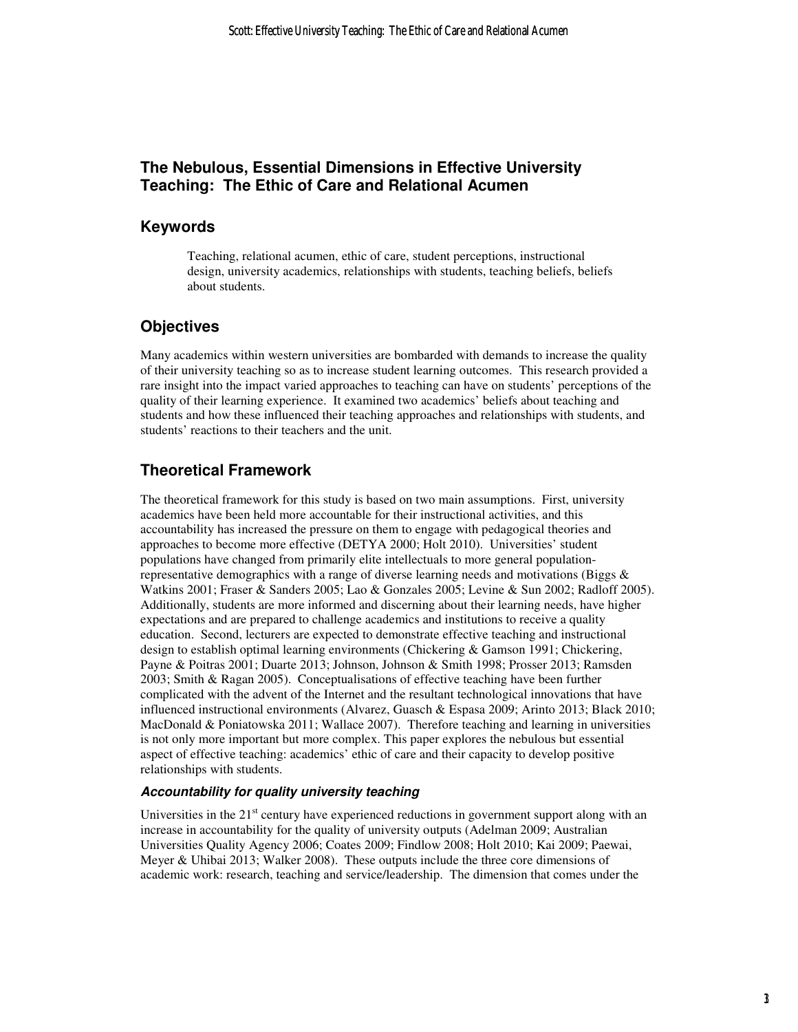## The Nebulous, Essential Dimensions in Effective University Teaching: The Ethic of Care and Relational Acumen

### Keywords

Teaching, relational acumen, ethic of care, student perceptions, instructional design, university academics, relationships with students, teaching beliefs, beliefs about students.

### Objectives

Many academics within western universities are bombarded with demands to increase the quality of their university teaching so as to increase student learning outcomes. This research provided a rare insight into the impact varied approaches to teaching can have on students' perceptions of the quality of their learning experience. It examined two academics' beliefs about teaching and students and how these influenced their teaching approaches and relationships with students, and students' reactions to their teachers and the unit.

### Theoretical Framework

The theoretical framework for this study is based on two main assumptions. First, university academics have been held more accountable for their instructional activities, and this accountability has increased the pressure on them to engage with pedagogical theories and approaches to become more effective (DETYA 2000; Holt 2010). Universities' student populations have changed from primarily elite intellectuals to more general population-representative demographics with a range of diverse learning needs and motivations (Biggs & Watkins 2001; Fraser & Sanders 2005; Lao & Gonzales 2005; Levine & Sun 2002; Radloff 2005). Additionally, students are more informed and discerning about their learning needs, have higher expectations and are prepared to challenge academics and institutions to receive a quality education. Second, lecturers are expected to demonstrate effective teaching and instructional design to establish optimal learning environments (Chickering & Gamson 1991; Chickering, Payne & Poitras 2001; Duarte 2013; Johnson, Johnson & Smith 1998; Prosser 2013; Ramsden 2003; Smith & Ragan 2005). Conceptualisations of effective teaching have been further complicated with the advent of the Internet and the resultant technological innovations that have influenced instructional environments (Alvarez, Guasch & Espasa 2009; Arinto 2013; Black 2010; MacDonald & Poniatowska 2011; Wallace 2007). Therefore teaching and learning in universities is not only more important but more complex. This paper explores the nebulous but essential aspect of effective teaching: academics' ethic of care and their capacity to develop positive relationships with students.

#### *Accountability for quality university teaching*

Universities in the 21st century have experienced reductions in government support along with an increase in accountability for the quality of university outputs (Adelman 2009; Australian Universities Quality Agency 2006; Coates 2009; Findlow 2008; Holt 2010; Kai 2009; Paewai, Meyer & Uhibai 2013; Walker 2008). These outputs include the three core dimensions of academic work: research, teaching and service/leadership. The dimension that comes under the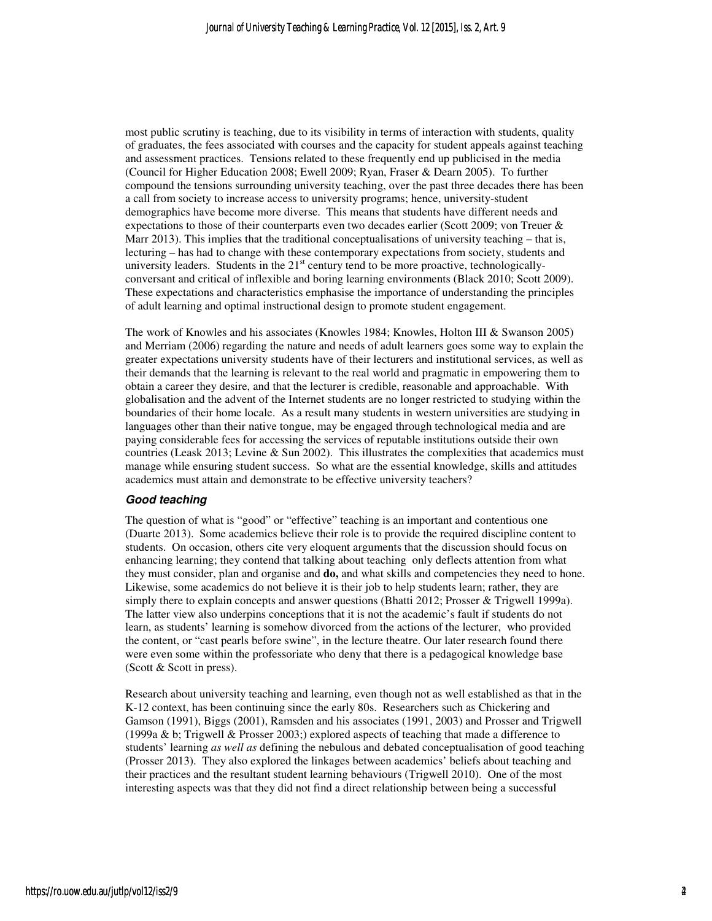most public scrutiny is teaching, due to its visibility in terms of interaction with students, quality of graduates, the fees associated with courses and the capacity for student appeals against teaching and assessment practices. Tensions related to these frequently end up publicised in the media (Council for Higher Education 2008; Ewell 2009; Ryan, Fraser & Dearn 2005). To further compound the tensions surrounding university teaching, over the past three decades there has been a call from society to increase access to university programs; hence, university-student demographics have become more diverse. This means that students have different needs and expectations to those of their counterparts even two decades earlier (Scott 2009; von Treuer & Marr 2013). This implies that the traditional conceptualisations of university teaching – that is, lecturing – has had to change with these contemporary expectations from society, students and university leaders. Students in the 21st century tend to be more proactive, technologically-conversant and critical of inflexible and boring learning environments (Black 2010; Scott 2009). These expectations and characteristics emphasise the importance of understanding the principles of adult learning and optimal instructional design to promote student engagement.

The work of Knowles and his associates (Knowles 1984; Knowles, Holton III & Swanson 2005) and Merriam (2006) regarding the nature and needs of adult learners goes some way to explain the greater expectations university students have of their lecturers and institutional services, as well as their demands that the learning is relevant to the real world and pragmatic in empowering them to obtain a career they desire, and that the lecturer is credible, reasonable and approachable. With globalisation and the advent of the Internet students are no longer restricted to studying within the boundaries of their home locale. As a result many students in western universities are studying in languages other than their native tongue, may be engaged through technological media and are paying considerable fees for accessing the services of reputable institutions outside their own countries (Leask 2013; Levine & Sun 2002). This illustrates the complexities that academics must manage while ensuring student success. So what are the essential knowledge, skills and attitudes academics must attain and demonstrate to be effective university teachers?

### *Good teaching*

The question of what is "good" or "effective" teaching is an important and contentious one (Duarte 2013). Some academics believe their role is to provide the required discipline content to students. On occasion, others cite very eloquent arguments that the discussion should focus on enhancing learning; they contend that talking about teaching only deflects attention from what they must consider, plan and organise and **do,** and what skills and competencies they need to hone. Likewise, some academics do not believe it is their job to help students learn; rather, they are simply there to explain concepts and answer questions (Bhatti 2012; Prosser & Trigwell 1999a). The latter view also underpins conceptions that it is not the academic's fault if students do not learn, as students' learning is somehow divorced from the actions of the lecturer, who provided the content, or "cast pearls before swine", in the lecture theatre. Our later research found there were even some within the professoriate who deny that there is a pedagogical knowledge base (Scott & Scott in press).

Research about university teaching and learning, even though not as well established as that in the K-12 context, has been continuing since the early 80s. Researchers such as Chickering and Gamson (1991), Biggs (2001), Ramsden and his associates (1991, 2003) and Prosser and Trigwell (1999a & b; Trigwell & Prosser 2003;) explored aspects of teaching that made a difference to students' learning *as well as* defining the nebulous and debated conceptualisation of good teaching (Prosser 2013). They also explored the linkages between academics' beliefs about teaching and their practices and the resultant student learning behaviours (Trigwell 2010). One of the most interesting aspects was that they did not find a direct relationship between being a successful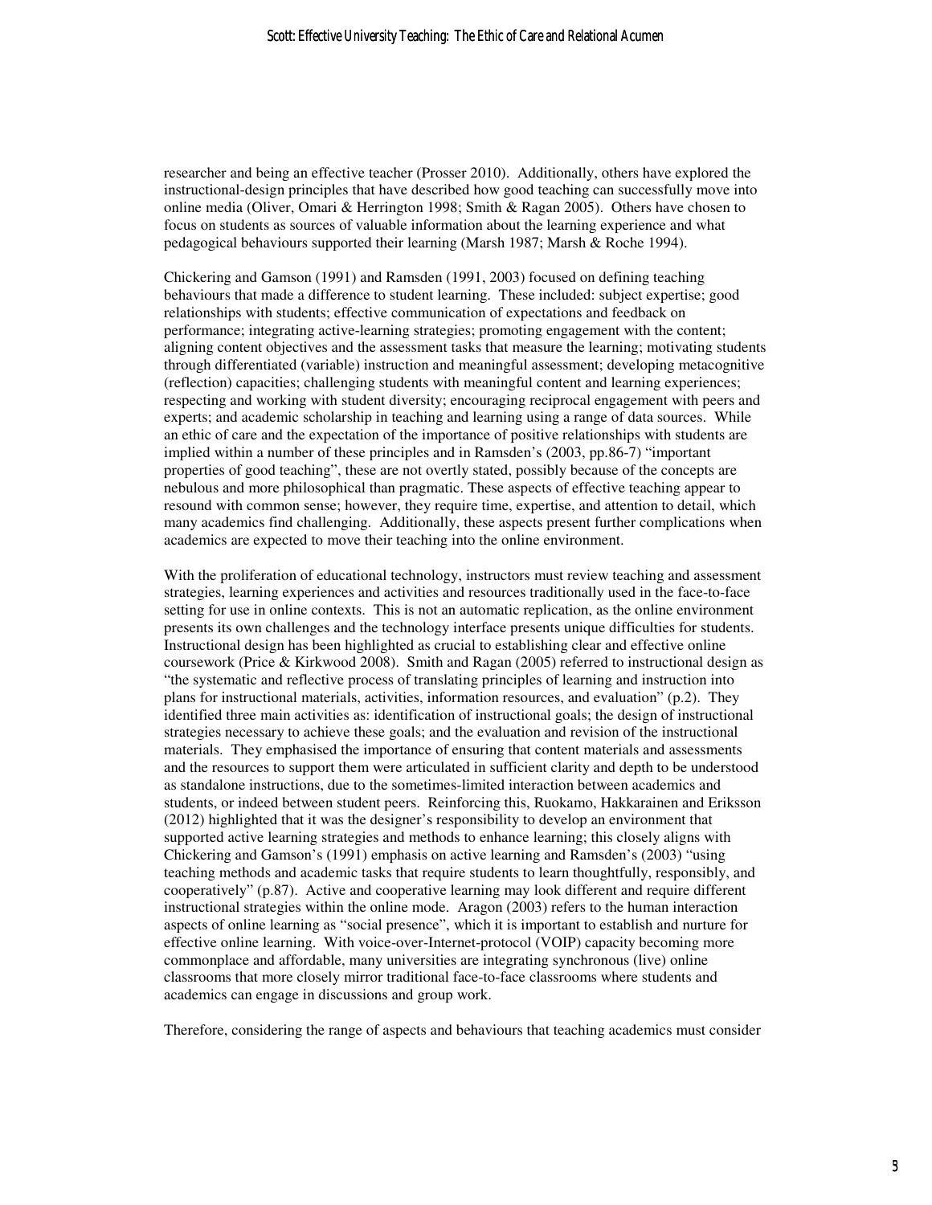researcher and being an effective teacher (Prosser 2010). Additionally, others have explored the instructional-design principles that have described how good teaching can successfully move into online media (Oliver, Omari & Herrington 1998; Smith & Ragan 2005). Others have chosen to focus on students as sources of valuable information about the learning experience and what pedagogical behaviours supported their learning (Marsh 1987; Marsh & Roche 1994).

Chickering and Gamson (1991) and Ramsden (1991, 2003) focused on defining teaching behaviours that made a difference to student learning. These included: subject expertise; good relationships with students; effective communication of expectations and feedback on performance; integrating active-learning strategies; promoting engagement with the content; aligning content objectives and the assessment tasks that measure the learning; motivating students through differentiated (variable) instruction and meaningful assessment; developing metacognitive (reflection) capacities; challenging students with meaningful content and learning experiences; respecting and working with student diversity; encouraging reciprocal engagement with peers and experts; and academic scholarship in teaching and learning using a range of data sources. While an ethic of care and the expectation of the importance of positive relationships with students are implied within a number of these principles and in Ramsden's (2003, pp.86-7) "important properties of good teaching", these are not overtly stated, possibly because of the concepts are nebulous and more philosophical than pragmatic. These aspects of effective teaching appear to resound with common sense; however, they require time, expertise, and attention to detail, which many academics find challenging. Additionally, these aspects present further complications when academics are expected to move their teaching into the online environment.

With the proliferation of educational technology, instructors must review teaching and assessment strategies, learning experiences and activities and resources traditionally used in the face-to-face setting for use in online contexts. This is not an automatic replication, as the online environment presents its own challenges and the technology interface presents unique difficulties for students. Instructional design has been highlighted as crucial to establishing clear and effective online coursework (Price & Kirkwood 2008). Smith and Ragan (2005) referred to instructional design as "the systematic and reflective process of translating principles of learning and instruction into plans for instructional materials, activities, information resources, and evaluation" (p.2). They identified three main activities as: identification of instructional goals; the design of instructional strategies necessary to achieve these goals; and the evaluation and revision of the instructional materials. They emphasised the importance of ensuring that content materials and assessments and the resources to support them were articulated in sufficient clarity and depth to be understood as standalone instructions, due to the sometimes-limited interaction between academics and students, or indeed between student peers. Reinforcing this, Ruokamo, Hakkarainen and Eriksson (2012) highlighted that it was the designer's responsibility to develop an environment that supported active learning strategies and methods to enhance learning; this closely aligns with Chickering and Gamson's (1991) emphasis on active learning and Ramsden's (2003) "using teaching methods and academic tasks that require students to learn thoughtfully, responsibly, and cooperatively" (p.87). Active and cooperative learning may look different and require different instructional strategies within the online mode. Aragon (2003) refers to the human interaction aspects of online learning as "social presence", which it is important to establish and nurture for effective online learning. With voice-over-Internet-protocol (VOIP) capacity becoming more commonplace and affordable, many universities are integrating synchronous (live) online classrooms that more closely mirror traditional face-to-face classrooms where students and academics can engage in discussions and group work.

Therefore, considering the range of aspects and behaviours that teaching academics must consider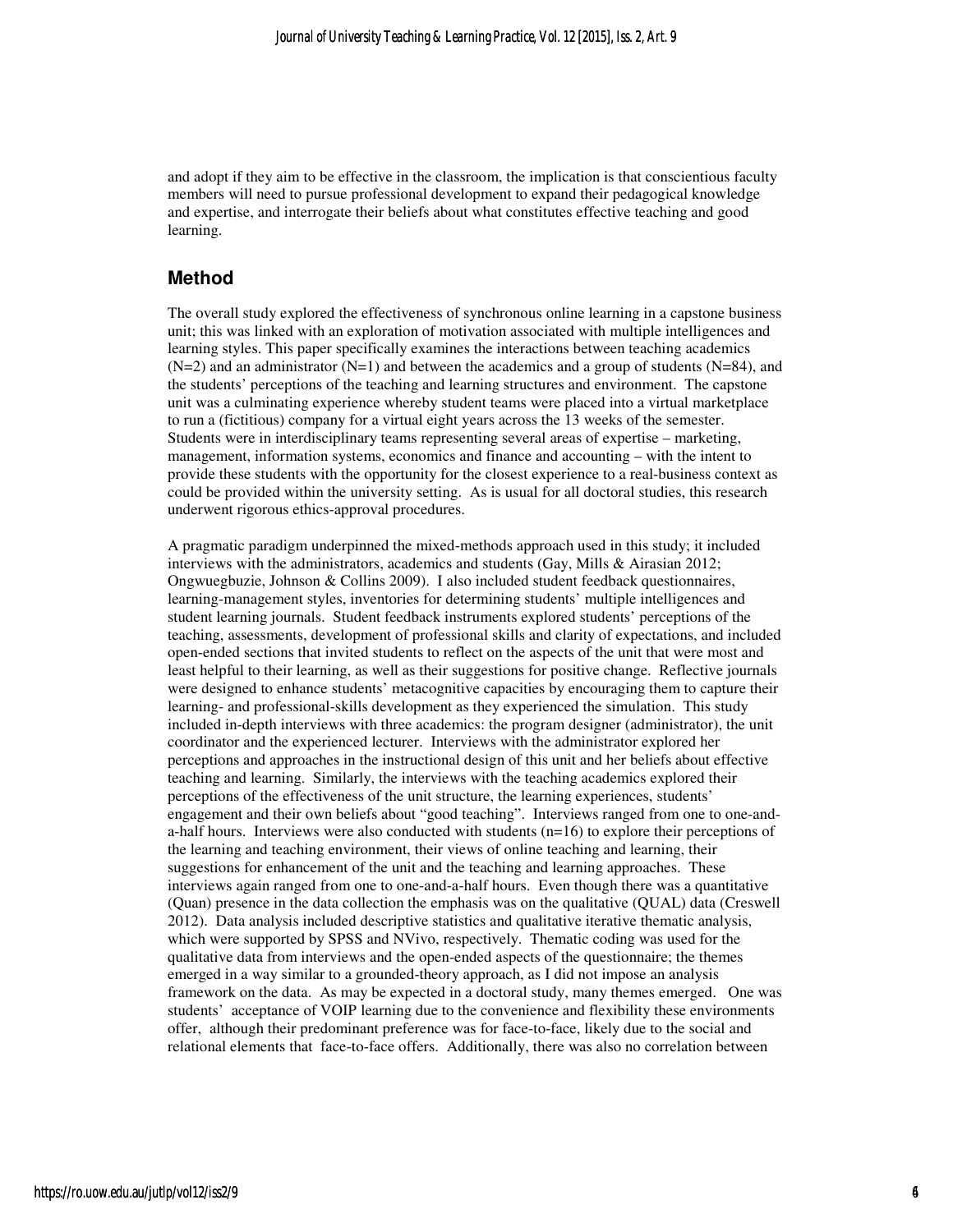and adopt if they aim to be effective in the classroom, the implication is that conscientious faculty members will need to pursue professional development to expand their pedagogical knowledge and expertise, and interrogate their beliefs about what constitutes effective teaching and good learning.

## Method

The overall study explored the effectiveness of synchronous online learning in a capstone business unit; this was linked with an exploration of motivation associated with multiple intelligences and learning styles. This paper specifically examines the interactions between teaching academics (N=2) and an administrator (N=1) and between the academics and a group of students (N=84), and the students' perceptions of the teaching and learning structures and environment. The capstone unit was a culminating experience whereby student teams were placed into a virtual marketplace to run a (fictitious) company for a virtual eight years across the 13 weeks of the semester. Students were in interdisciplinary teams representing several areas of expertise – marketing, management, information systems, economics and finance and accounting – with the intent to provide these students with the opportunity for the closest experience to a real-business context as could be provided within the university setting. As is usual for all doctoral studies, this research underwent rigorous ethics-approval procedures.

A pragmatic paradigm underpinned the mixed-methods approach used in this study; it included interviews with the administrators, academics and students (Gay, Mills & Airasian 2012; Ongwuegbuzie, Johnson & Collins 2009). I also included student feedback questionnaires, learning-management styles, inventories for determining students' multiple intelligences and student learning journals. Student feedback instruments explored students' perceptions of the teaching, assessments, development of professional skills and clarity of expectations, and included open-ended sections that invited students to reflect on the aspects of the unit that were most and least helpful to their learning, as well as their suggestions for positive change. Reflective journals were designed to enhance students' metacognitive capacities by encouraging them to capture their learning- and professional-skills development as they experienced the simulation. This study included in-depth interviews with three academics: the program designer (administrator), the unit coordinator and the experienced lecturer. Interviews with the administrator explored her perceptions and approaches in the instructional design of this unit and her beliefs about effective teaching and learning. Similarly, the interviews with the teaching academics explored their perceptions of the effectiveness of the unit structure, the learning experiences, students' engagement and their own beliefs about "good teaching". Interviews ranged from one to one-and-a-half hours. Interviews were also conducted with students (n=16) to explore their perceptions of the learning and teaching environment, their views of online teaching and learning, their suggestions for enhancement of the unit and the teaching and learning approaches. These interviews again ranged from one to one-and-a-half hours. Even though there was a quantitative (Quan) presence in the data collection the emphasis was on the qualitative (QUAL) data (Creswell 2012). Data analysis included descriptive statistics and qualitative iterative thematic analysis, which were supported by SPSS and NVivo, respectively. Thematic coding was used for the qualitative data from interviews and the open-ended aspects of the questionnaire; the themes emerged in a way similar to a grounded-theory approach, as I did not impose an analysis framework on the data. As may be expected in a doctoral study, many themes emerged. One was students' acceptance of VOIP learning due to the convenience and flexibility these environments offer, although their predominant preference was for face-to-face, likely due to the social and relational elements that face-to-face offers. Additionally, there was also no correlation between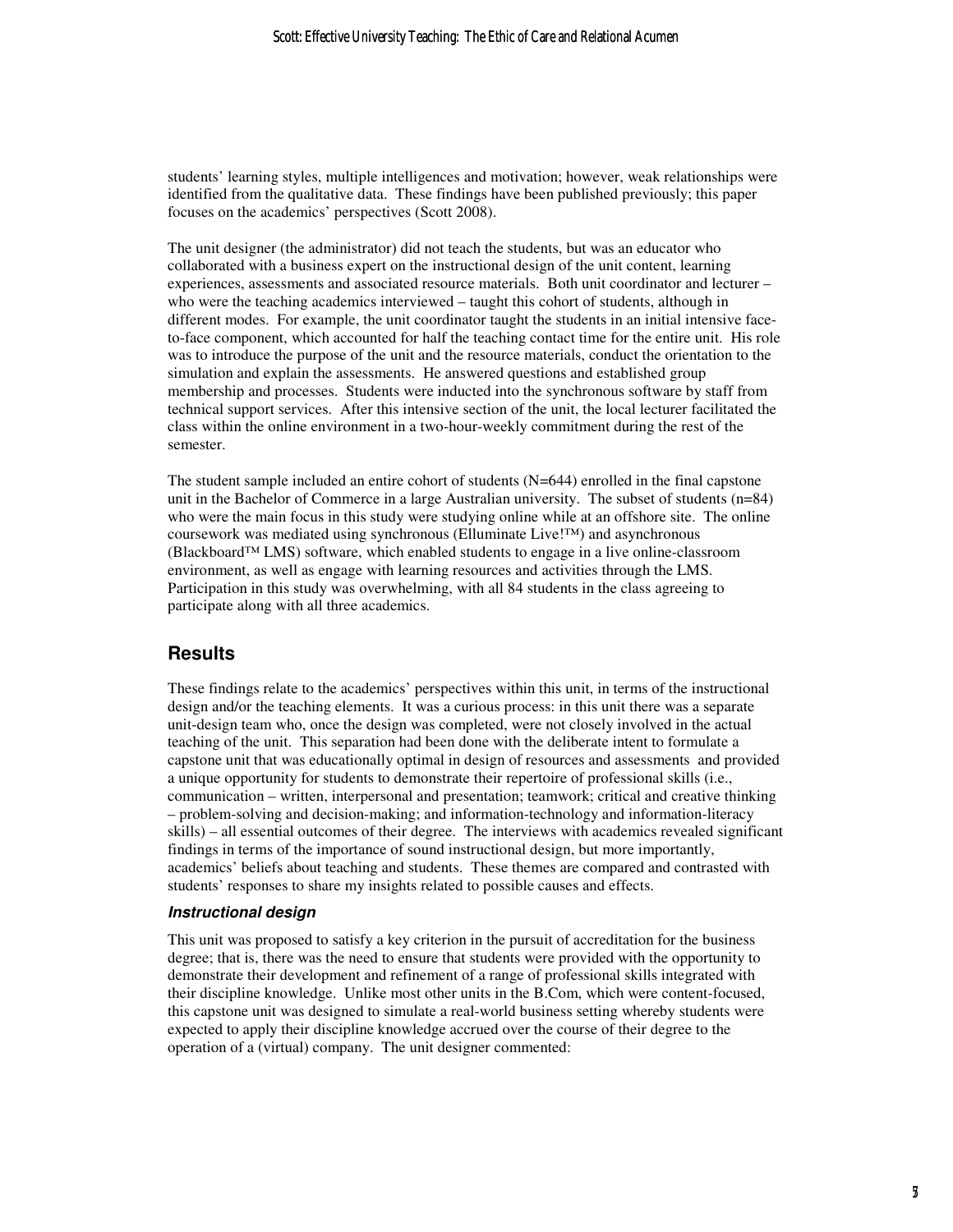students' learning styles, multiple intelligences and motivation; however, weak relationships were identified from the qualitative data. These findings have been published previously; this paper focuses on the academics' perspectives (Scott 2008).

The unit designer (the administrator) did not teach the students, but was an educator who collaborated with a business expert on the instructional design of the unit content, learning experiences, assessments and associated resource materials. Both unit coordinator and lecturer – who were the teaching academics interviewed – taught this cohort of students, although in different modes. For example, the unit coordinator taught the students in an initial intensive face-to-face component, which accounted for half the teaching contact time for the entire unit. His role was to introduce the purpose of the unit and the resource materials, conduct the orientation to the simulation and explain the assessments. He answered questions and established group membership and processes. Students were inducted into the synchronous software by staff from technical support services. After this intensive section of the unit, the local lecturer facilitated the class within the online environment in a two-hour-weekly commitment during the rest of the semester.

The student sample included an entire cohort of students (N=644) enrolled in the final capstone unit in the Bachelor of Commerce in a large Australian university. The subset of students (n=84) who were the main focus in this study were studying online while at an offshore site. The online coursework was mediated using synchronous (Elluminate Live!™) and asynchronous (Blackboard™ LMS) software, which enabled students to engage in a live online-classroom environment, as well as engage with learning resources and activities through the LMS. Participation in this study was overwhelming, with all 84 students in the class agreeing to participate along with all three academics.

## Results

These findings relate to the academics' perspectives within this unit, in terms of the instructional design and/or the teaching elements. It was a curious process: in this unit there was a separate unit-design team who, once the design was completed, were not closely involved in the actual teaching of the unit. This separation had been done with the deliberate intent to formulate a capstone unit that was educationally optimal in design of resources and assessments and provided a unique opportunity for students to demonstrate their repertoire of professional skills (i.e., communication – written, interpersonal and presentation; teamwork; critical and creative thinking – problem-solving and decision-making; and information-technology and information-literacy skills) – all essential outcomes of their degree. The interviews with academics revealed significant findings in terms of the importance of sound instructional design, but more importantly, academics' beliefs about teaching and students. These themes are compared and contrasted with students' responses to share my insights related to possible causes and effects.

### *Instructional design*

This unit was proposed to satisfy a key criterion in the pursuit of accreditation for the business degree; that is, there was the need to ensure that students were provided with the opportunity to demonstrate their development and refinement of a range of professional skills integrated with their discipline knowledge. Unlike most other units in the B.Com, which were content-focused, this capstone unit was designed to simulate a real-world business setting whereby students were expected to apply their discipline knowledge accrued over the course of their degree to the operation of a (virtual) company. The unit designer commented: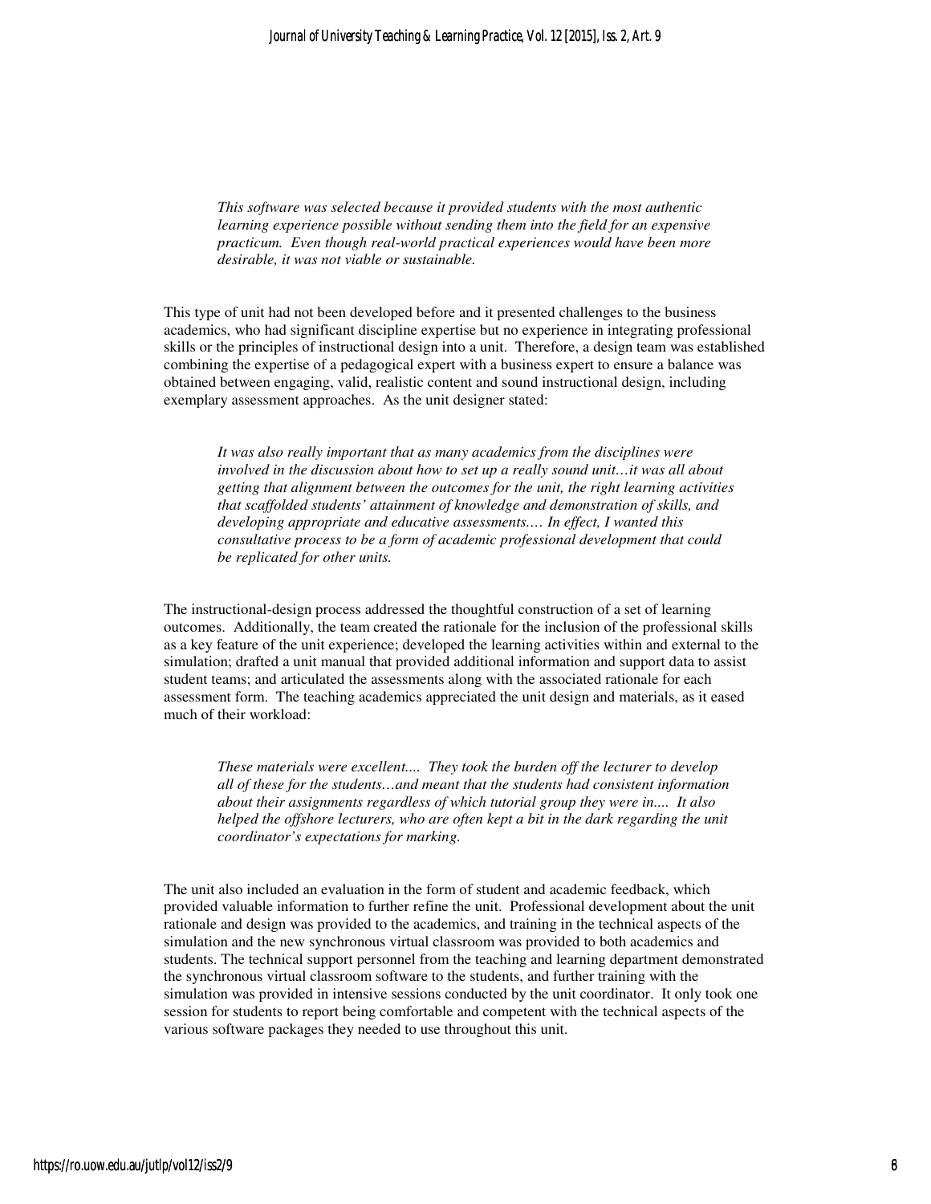> *This software was selected because it provided students with the most authentic learning experience possible without sending them into the field for an expensive practicum. Even though real-world practical experiences would have been more desirable, it was not viable or sustainable.*

This type of unit had not been developed before and it presented challenges to the business academics, who had significant discipline expertise but no experience in integrating professional skills or the principles of instructional design into a unit. Therefore, a design team was established combining the expertise of a pedagogical expert with a business expert to ensure a balance was obtained between engaging, valid, realistic content and sound instructional design, including exemplary assessment approaches. As the unit designer stated:

> *It was also really important that as many academics from the disciplines were involved in the discussion about how to set up a really sound unit…it was all about getting that alignment between the outcomes for the unit, the right learning activities that scaffolded students' attainment of knowledge and demonstration of skills, and developing appropriate and educative assessments.… In effect, I wanted this consultative process to be a form of academic professional development that could be replicated for other units.*

The instructional-design process addressed the thoughtful construction of a set of learning outcomes. Additionally, the team created the rationale for the inclusion of the professional skills as a key feature of the unit experience; developed the learning activities within and external to the simulation; drafted a unit manual that provided additional information and support data to assist student teams; and articulated the assessments along with the associated rationale for each assessment form. The teaching academics appreciated the unit design and materials, as it eased much of their workload:

> *These materials were excellent.... They took the burden off the lecturer to develop all of these for the students…and meant that the students had consistent information about their assignments regardless of which tutorial group they were in.... It also helped the offshore lecturers, who are often kept a bit in the dark regarding the unit coordinator's expectations for marking.*

The unit also included an evaluation in the form of student and academic feedback, which provided valuable information to further refine the unit. Professional development about the unit rationale and design was provided to the academics, and training in the technical aspects of the simulation and the new synchronous virtual classroom was provided to both academics and students. The technical support personnel from the teaching and learning department demonstrated the synchronous virtual classroom software to the students, and further training with the simulation was provided in intensive sessions conducted by the unit coordinator. It only took one session for students to report being comfortable and competent with the technical aspects of the various software packages they needed to use throughout this unit.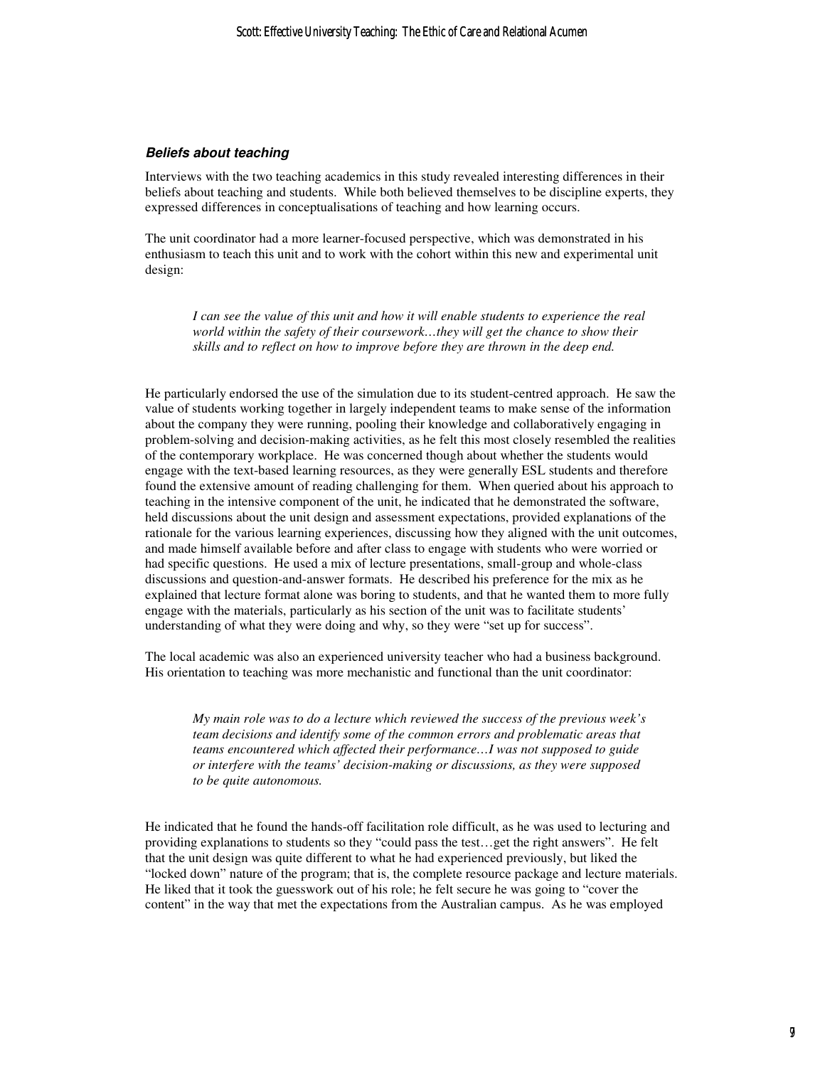### *Beliefs about teaching*

Interviews with the two teaching academics in this study revealed interesting differences in their beliefs about teaching and students. While both believed themselves to be discipline experts, they expressed differences in conceptualisations of teaching and how learning occurs.

The unit coordinator had a more learner-focused perspective, which was demonstrated in his enthusiasm to teach this unit and to work with the cohort within this new and experimental unit design:

> *I can see the value of this unit and how it will enable students to experience the real world within the safety of their coursework…they will get the chance to show their skills and to reflect on how to improve before they are thrown in the deep end.*

He particularly endorsed the use of the simulation due to its student-centred approach. He saw the value of students working together in largely independent teams to make sense of the information about the company they were running, pooling their knowledge and collaboratively engaging in problem-solving and decision-making activities, as he felt this most closely resembled the realities of the contemporary workplace. He was concerned though about whether the students would engage with the text-based learning resources, as they were generally ESL students and therefore found the extensive amount of reading challenging for them. When queried about his approach to teaching in the intensive component of the unit, he indicated that he demonstrated the software, held discussions about the unit design and assessment expectations, provided explanations of the rationale for the various learning experiences, discussing how they aligned with the unit outcomes, and made himself available before and after class to engage with students who were worried or had specific questions. He used a mix of lecture presentations, small-group and whole-class discussions and question-and-answer formats. He described his preference for the mix as he explained that lecture format alone was boring to students, and that he wanted them to more fully engage with the materials, particularly as his section of the unit was to facilitate students' understanding of what they were doing and why, so they were "set up for success".

The local academic was also an experienced university teacher who had a business background. His orientation to teaching was more mechanistic and functional than the unit coordinator:

> *My main role was to do a lecture which reviewed the success of the previous week's team decisions and identify some of the common errors and problematic areas that teams encountered which affected their performance…I was not supposed to guide or interfere with the teams' decision-making or discussions, as they were supposed to be quite autonomous.*

He indicated that he found the hands-off facilitation role difficult, as he was used to lecturing and providing explanations to students so they "could pass the test…get the right answers". He felt that the unit design was quite different to what he had experienced previously, but liked the "locked down" nature of the program; that is, the complete resource package and lecture materials. He liked that it took the guesswork out of his role; he felt secure he was going to "cover the content" in the way that met the expectations from the Australian campus. As he was employed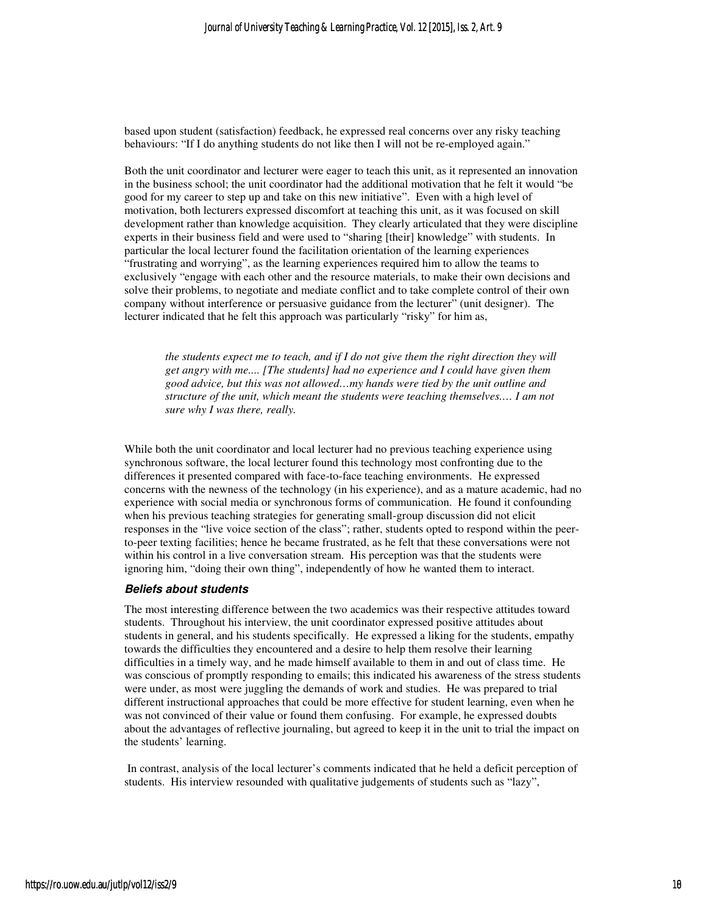based upon student (satisfaction) feedback, he expressed real concerns over any risky teaching behaviours: "If I do anything students do not like then I will not be re-employed again."

Both the unit coordinator and lecturer were eager to teach this unit, as it represented an innovation in the business school; the unit coordinator had the additional motivation that he felt it would "be good for my career to step up and take on this new initiative". Even with a high level of motivation, both lecturers expressed discomfort at teaching this unit, as it was focused on skill development rather than knowledge acquisition. They clearly articulated that they were discipline experts in their business field and were used to "sharing [their] knowledge" with students. In particular the local lecturer found the facilitation orientation of the learning experiences "frustrating and worrying", as the learning experiences required him to allow the teams to exclusively "engage with each other and the resource materials, to make their own decisions and solve their problems, to negotiate and mediate conflict and to take complete control of their own company without interference or persuasive guidance from the lecturer" (unit designer). The lecturer indicated that he felt this approach was particularly "risky" for him as,

> *the students expect me to teach, and if I do not give them the right direction they will get angry with me.... [The students] had no experience and I could have given them good advice, but this was not allowed…my hands were tied by the unit outline and structure of the unit, which meant the students were teaching themselves.… I am not sure why I was there, really.*

While both the unit coordinator and local lecturer had no previous teaching experience using synchronous software, the local lecturer found this technology most confronting due to the differences it presented compared with face-to-face teaching environments. He expressed concerns with the newness of the technology (in his experience), and as a mature academic, had no experience with social media or synchronous forms of communication. He found it confounding when his previous teaching strategies for generating small-group discussion did not elicit responses in the "live voice section of the class"; rather, students opted to respond within the peer-to-peer texting facilities; hence he became frustrated, as he felt that these conversations were not within his control in a live conversation stream. His perception was that the students were ignoring him, "doing their own thing", independently of how he wanted them to interact.

### Beliefs about students

The most interesting difference between the two academics was their respective attitudes toward students. Throughout his interview, the unit coordinator expressed positive attitudes about students in general, and his students specifically. He expressed a liking for the students, empathy towards the difficulties they encountered and a desire to help them resolve their learning difficulties in a timely way, and he made himself available to them in and out of class time. He was conscious of promptly responding to emails; this indicated his awareness of the stress students were under, as most were juggling the demands of work and studies. He was prepared to trial different instructional approaches that could be more effective for student learning, even when he was not convinced of their value or found them confusing. For example, he expressed doubts about the advantages of reflective journaling, but agreed to keep it in the unit to trial the impact on the students' learning.

In contrast, analysis of the local lecturer's comments indicated that he held a deficit perception of students. His interview resounded with qualitative judgements of students such as "lazy",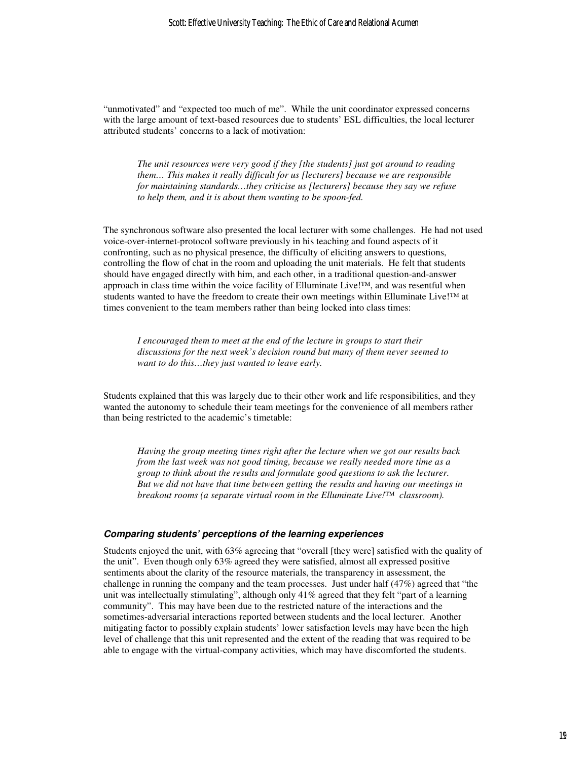"unmotivated" and "expected too much of me". While the unit coordinator expressed concerns with the large amount of text-based resources due to students' ESL difficulties, the local lecturer attributed students' concerns to a lack of motivation:

> *The unit resources were very good if they [the students] just got around to reading them… This makes it really difficult for us [lecturers] because we are responsible for maintaining standards…they criticise us [lecturers] because they say we refuse to help them, and it is about them wanting to be spoon-fed.*

The synchronous software also presented the local lecturer with some challenges. He had not used voice-over-internet-protocol software previously in his teaching and found aspects of it confronting, such as no physical presence, the difficulty of eliciting answers to questions, controlling the flow of chat in the room and uploading the unit materials. He felt that students should have engaged directly with him, and each other, in a traditional question-and-answer approach in class time within the voice facility of Elluminate Live!™, and was resentful when students wanted to have the freedom to create their own meetings within Elluminate Live!™ at times convenient to the team members rather than being locked into class times:

> *I encouraged them to meet at the end of the lecture in groups to start their discussions for the next week's decision round but many of them never seemed to want to do this…they just wanted to leave early.*

Students explained that this was largely due to their other work and life responsibilities, and they wanted the autonomy to schedule their team meetings for the convenience of all members rather than being restricted to the academic's timetable:

> *Having the group meeting times right after the lecture when we got our results back from the last week was not good timing, because we really needed more time as a group to think about the results and formulate good questions to ask the lecturer. But we did not have that time between getting the results and having our meetings in breakout rooms (a separate virtual room in the Elluminate Live!™ classroom).*

### *Comparing students' perceptions of the learning experiences*

Students enjoyed the unit, with 63% agreeing that "overall [they were] satisfied with the quality of the unit". Even though only 63% agreed they were satisfied, almost all expressed positive sentiments about the clarity of the resource materials, the transparency in assessment, the challenge in running the company and the team processes. Just under half (47%) agreed that "the unit was intellectually stimulating", although only 41% agreed that they felt "part of a learning community". This may have been due to the restricted nature of the interactions and the sometimes-adversarial interactions reported between students and the local lecturer. Another mitigating factor to possibly explain students' lower satisfaction levels may have been the high level of challenge that this unit represented and the extent of the reading that was required to be able to engage with the virtual-company activities, which may have discomforted the students.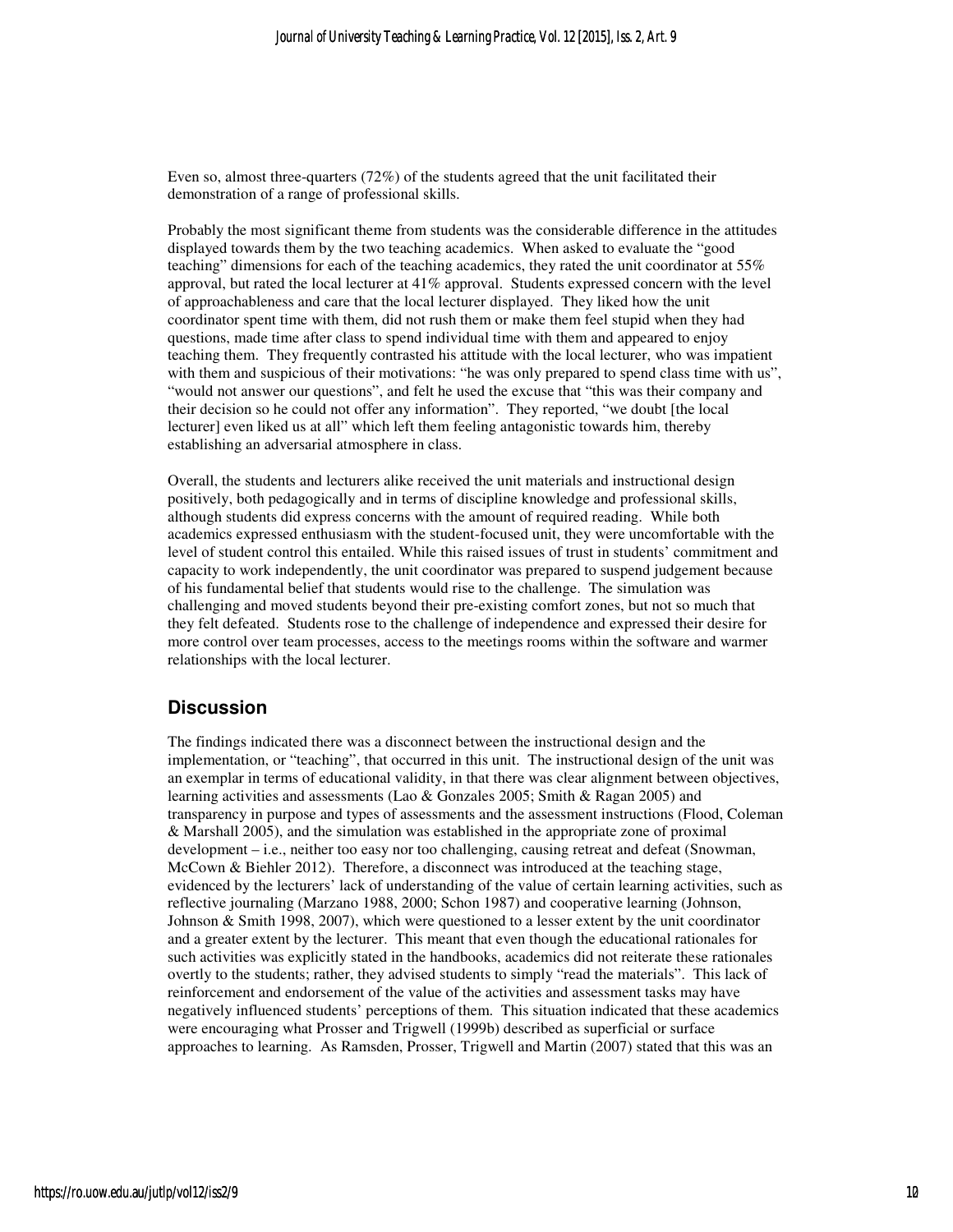Even so, almost three-quarters (72%) of the students agreed that the unit facilitated their demonstration of a range of professional skills.

Probably the most significant theme from students was the considerable difference in the attitudes displayed towards them by the two teaching academics. When asked to evaluate the "good teaching" dimensions for each of the teaching academics, they rated the unit coordinator at 55% approval, but rated the local lecturer at 41% approval. Students expressed concern with the level of approachableness and care that the local lecturer displayed. They liked how the unit coordinator spent time with them, did not rush them or make them feel stupid when they had questions, made time after class to spend individual time with them and appeared to enjoy teaching them. They frequently contrasted his attitude with the local lecturer, who was impatient with them and suspicious of their motivations: "he was only prepared to spend class time with us", "would not answer our questions", and felt he used the excuse that "this was their company and their decision so he could not offer any information". They reported, "we doubt [the local lecturer] even liked us at all" which left them feeling antagonistic towards him, thereby establishing an adversarial atmosphere in class.

Overall, the students and lecturers alike received the unit materials and instructional design positively, both pedagogically and in terms of discipline knowledge and professional skills, although students did express concerns with the amount of required reading. While both academics expressed enthusiasm with the student-focused unit, they were uncomfortable with the level of student control this entailed. While this raised issues of trust in students' commitment and capacity to work independently, the unit coordinator was prepared to suspend judgement because of his fundamental belief that students would rise to the challenge. The simulation was challenging and moved students beyond their pre-existing comfort zones, but not so much that they felt defeated. Students rose to the challenge of independence and expressed their desire for more control over team processes, access to the meetings rooms within the software and warmer relationships with the local lecturer.

## Discussion

The findings indicated there was a disconnect between the instructional design and the implementation, or "teaching", that occurred in this unit. The instructional design of the unit was an exemplar in terms of educational validity, in that there was clear alignment between objectives, learning activities and assessments (Lao & Gonzales 2005; Smith & Ragan 2005) and transparency in purpose and types of assessments and the assessment instructions (Flood, Coleman & Marshall 2005), and the simulation was established in the appropriate zone of proximal development – i.e., neither too easy nor too challenging, causing retreat and defeat (Snowman, McCown & Biehler 2012). Therefore, a disconnect was introduced at the teaching stage, evidenced by the lecturers' lack of understanding of the value of certain learning activities, such as reflective journaling (Marzano 1988, 2000; Schon 1987) and cooperative learning (Johnson, Johnson & Smith 1998, 2007), which were questioned to a lesser extent by the unit coordinator and a greater extent by the lecturer. This meant that even though the educational rationales for such activities was explicitly stated in the handbooks, academics did not reiterate these rationales overtly to the students; rather, they advised students to simply "read the materials". This lack of reinforcement and endorsement of the value of the activities and assessment tasks may have negatively influenced students' perceptions of them. This situation indicated that these academics were encouraging what Prosser and Trigwell (1999b) described as superficial or surface approaches to learning. As Ramsden, Prosser, Trigwell and Martin (2007) stated that this was an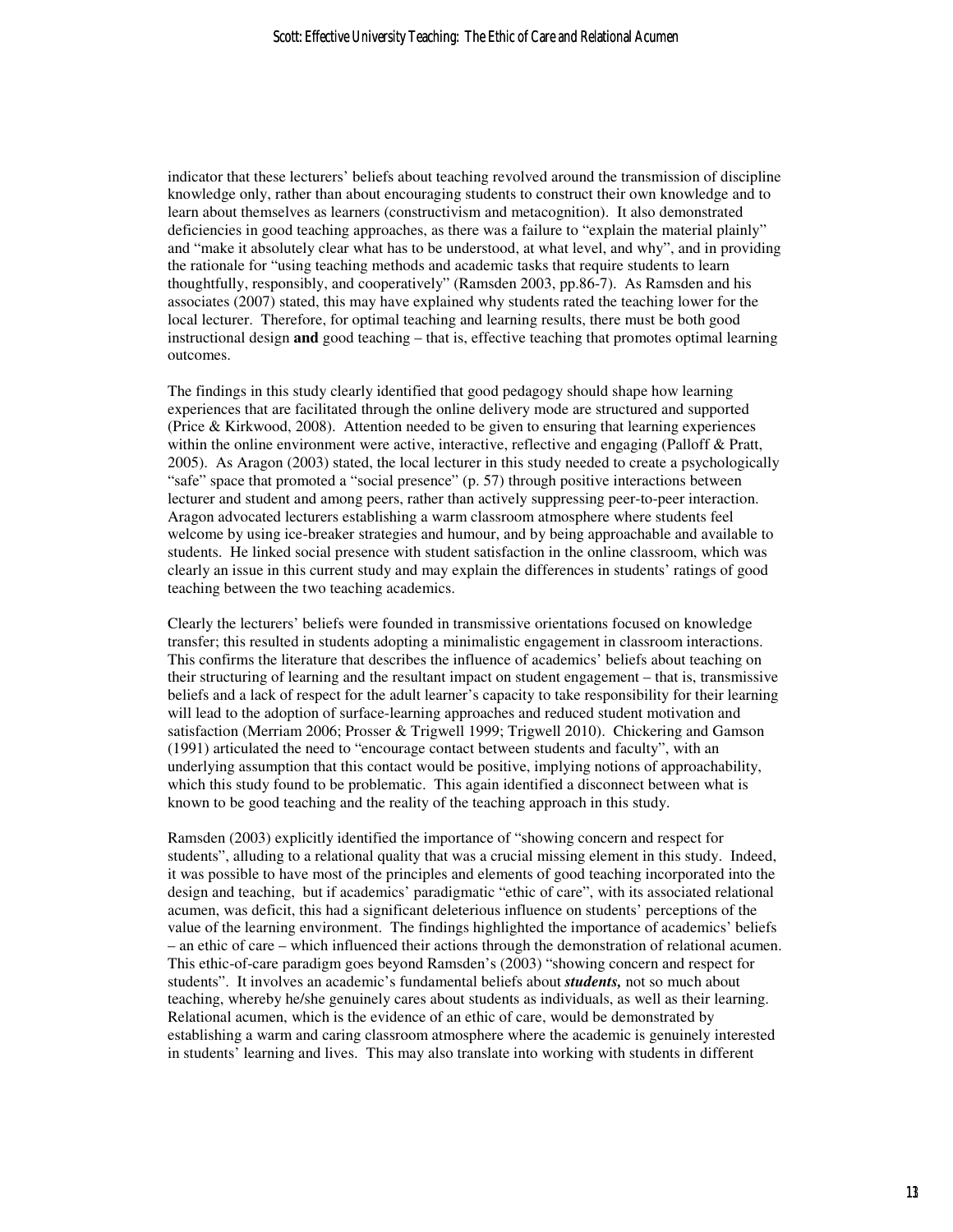indicator that these lecturers' beliefs about teaching revolved around the transmission of discipline knowledge only, rather than about encouraging students to construct their own knowledge and to learn about themselves as learners (constructivism and metacognition). It also demonstrated deficiencies in good teaching approaches, as there was a failure to "explain the material plainly" and "make it absolutely clear what has to be understood, at what level, and why", and in providing the rationale for "using teaching methods and academic tasks that require students to learn thoughtfully, responsibly, and cooperatively" (Ramsden 2003, pp.86-7). As Ramsden and his associates (2007) stated, this may have explained why students rated the teaching lower for the local lecturer. Therefore, for optimal teaching and learning results, there must be both good instructional design **and** good teaching – that is, effective teaching that promotes optimal learning outcomes.

The findings in this study clearly identified that good pedagogy should shape how learning experiences that are facilitated through the online delivery mode are structured and supported (Price & Kirkwood, 2008). Attention needed to be given to ensuring that learning experiences within the online environment were active, interactive, reflective and engaging (Palloff & Pratt, 2005). As Aragon (2003) stated, the local lecturer in this study needed to create a psychologically "safe" space that promoted a "social presence" (p. 57) through positive interactions between lecturer and student and among peers, rather than actively suppressing peer-to-peer interaction. Aragon advocated lecturers establishing a warm classroom atmosphere where students feel welcome by using ice-breaker strategies and humour, and by being approachable and available to students. He linked social presence with student satisfaction in the online classroom, which was clearly an issue in this current study and may explain the differences in students' ratings of good teaching between the two teaching academics.

Clearly the lecturers' beliefs were founded in transmissive orientations focused on knowledge transfer; this resulted in students adopting a minimalistic engagement in classroom interactions. This confirms the literature that describes the influence of academics' beliefs about teaching on their structuring of learning and the resultant impact on student engagement – that is, transmissive beliefs and a lack of respect for the adult learner's capacity to take responsibility for their learning will lead to the adoption of surface-learning approaches and reduced student motivation and satisfaction (Merriam 2006; Prosser & Trigwell 1999; Trigwell 2010). Chickering and Gamson (1991) articulated the need to "encourage contact between students and faculty", with an underlying assumption that this contact would be positive, implying notions of approachability, which this study found to be problematic. This again identified a disconnect between what is known to be good teaching and the reality of the teaching approach in this study.

Ramsden (2003) explicitly identified the importance of "showing concern and respect for students", alluding to a relational quality that was a crucial missing element in this study. Indeed, it was possible to have most of the principles and elements of good teaching incorporated into the design and teaching, but if academics' paradigmatic "ethic of care", with its associated relational acumen, was deficit, this had a significant deleterious influence on students' perceptions of the value of the learning environment. The findings highlighted the importance of academics' beliefs – an ethic of care – which influenced their actions through the demonstration of relational acumen. This ethic-of-care paradigm goes beyond Ramsden's (2003) "showing concern and respect for students". It involves an academic's fundamental beliefs about ***students,*** not so much about teaching, whereby he/she genuinely cares about students as individuals, as well as their learning. Relational acumen, which is the evidence of an ethic of care, would be demonstrated by establishing a warm and caring classroom atmosphere where the academic is genuinely interested in students' learning and lives. This may also translate into working with students in different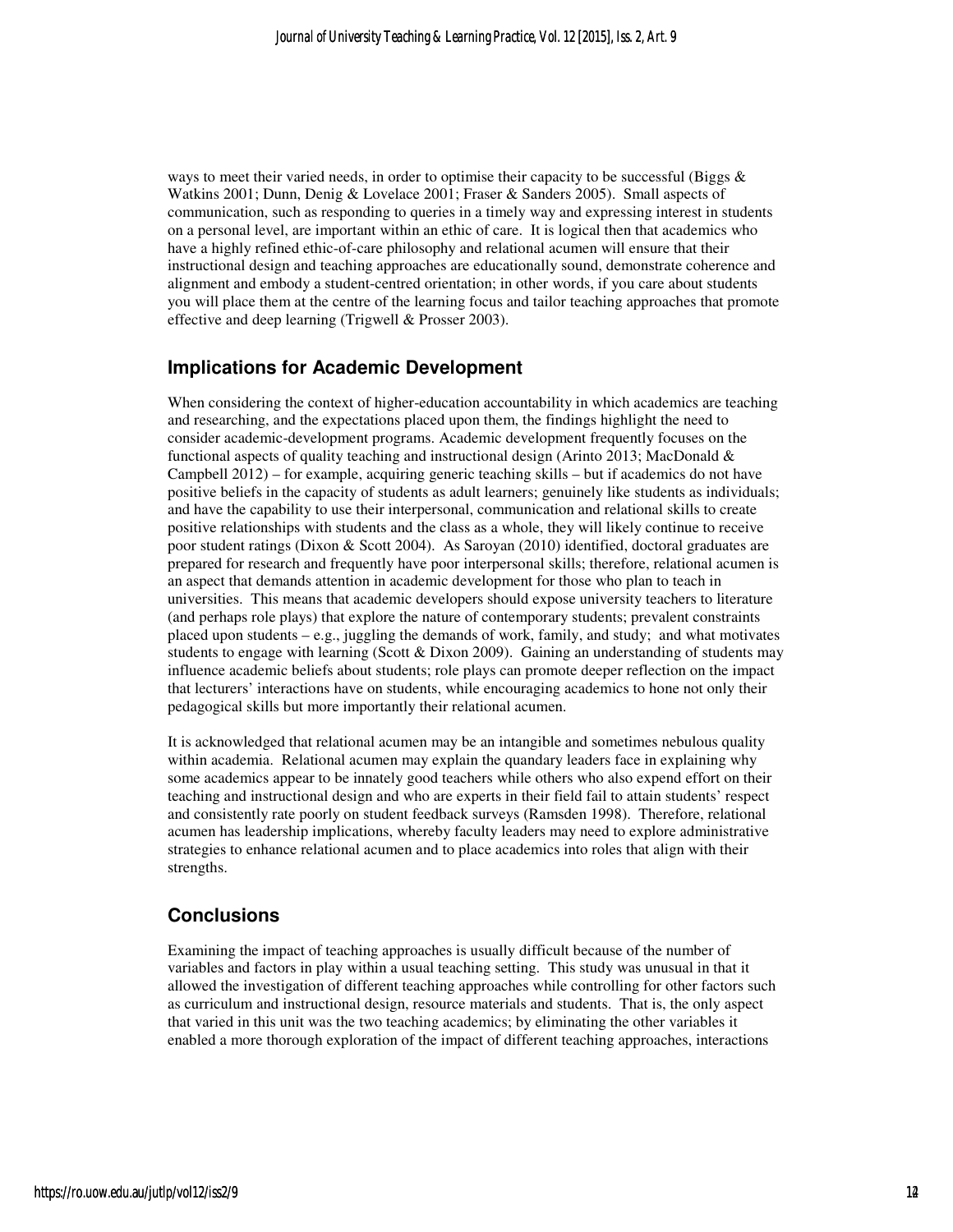ways to meet their varied needs, in order to optimise their capacity to be successful (Biggs & Watkins 2001; Dunn, Denig & Lovelace 2001; Fraser & Sanders 2005). Small aspects of communication, such as responding to queries in a timely way and expressing interest in students on a personal level, are important within an ethic of care. It is logical then that academics who have a highly refined ethic-of-care philosophy and relational acumen will ensure that their instructional design and teaching approaches are educationally sound, demonstrate coherence and alignment and embody a student-centred orientation; in other words, if you care about students you will place them at the centre of the learning focus and tailor teaching approaches that promote effective and deep learning (Trigwell & Prosser 2003).

## Implications for Academic Development

When considering the context of higher-education accountability in which academics are teaching and researching, and the expectations placed upon them, the findings highlight the need to consider academic-development programs. Academic development frequently focuses on the functional aspects of quality teaching and instructional design (Arinto 2013; MacDonald & Campbell 2012) – for example, acquiring generic teaching skills – but if academics do not have positive beliefs in the capacity of students as adult learners; genuinely like students as individuals; and have the capability to use their interpersonal, communication and relational skills to create positive relationships with students and the class as a whole, they will likely continue to receive poor student ratings (Dixon & Scott 2004). As Saroyan (2010) identified, doctoral graduates are prepared for research and frequently have poor interpersonal skills; therefore, relational acumen is an aspect that demands attention in academic development for those who plan to teach in universities. This means that academic developers should expose university teachers to literature (and perhaps role plays) that explore the nature of contemporary students; prevalent constraints placed upon students – e.g., juggling the demands of work, family, and study; and what motivates students to engage with learning (Scott & Dixon 2009). Gaining an understanding of students may influence academic beliefs about students; role plays can promote deeper reflection on the impact that lecturers' interactions have on students, while encouraging academics to hone not only their pedagogical skills but more importantly their relational acumen.

It is acknowledged that relational acumen may be an intangible and sometimes nebulous quality within academia. Relational acumen may explain the quandary leaders face in explaining why some academics appear to be innately good teachers while others who also expend effort on their teaching and instructional design and who are experts in their field fail to attain students' respect and consistently rate poorly on student feedback surveys (Ramsden 1998). Therefore, relational acumen has leadership implications, whereby faculty leaders may need to explore administrative strategies to enhance relational acumen and to place academics into roles that align with their strengths.

## Conclusions

Examining the impact of teaching approaches is usually difficult because of the number of variables and factors in play within a usual teaching setting. This study was unusual in that it allowed the investigation of different teaching approaches while controlling for other factors such as curriculum and instructional design, resource materials and students. That is, the only aspect that varied in this unit was the two teaching academics; by eliminating the other variables it enabled a more thorough exploration of the impact of different teaching approaches, interactions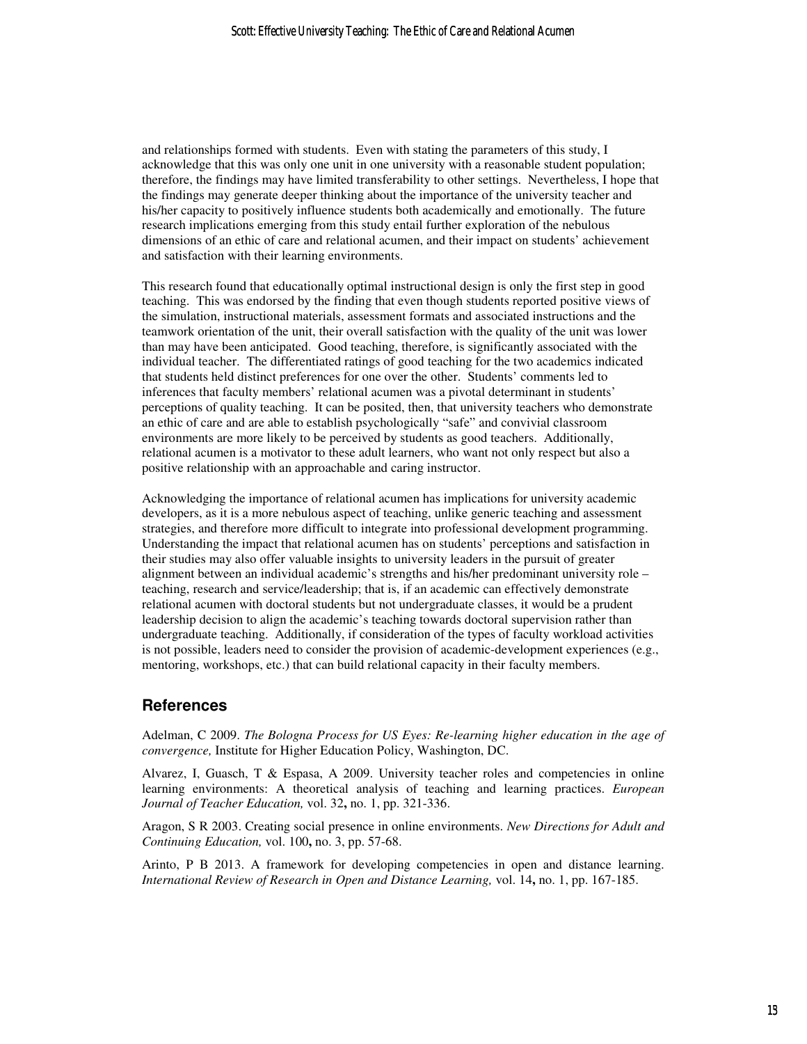and relationships formed with students. Even with stating the parameters of this study, I acknowledge that this was only one unit in one university with a reasonable student population; therefore, the findings may have limited transferability to other settings. Nevertheless, I hope that the findings may generate deeper thinking about the importance of the university teacher and his/her capacity to positively influence students both academically and emotionally. The future research implications emerging from this study entail further exploration of the nebulous dimensions of an ethic of care and relational acumen, and their impact on students' achievement and satisfaction with their learning environments.

This research found that educationally optimal instructional design is only the first step in good teaching. This was endorsed by the finding that even though students reported positive views of the simulation, instructional materials, assessment formats and associated instructions and the teamwork orientation of the unit, their overall satisfaction with the quality of the unit was lower than may have been anticipated. Good teaching, therefore, is significantly associated with the individual teacher. The differentiated ratings of good teaching for the two academics indicated that students held distinct preferences for one over the other. Students' comments led to inferences that faculty members' relational acumen was a pivotal determinant in students' perceptions of quality teaching. It can be posited, then, that university teachers who demonstrate an ethic of care and are able to establish psychologically "safe" and convivial classroom environments are more likely to be perceived by students as good teachers. Additionally, relational acumen is a motivator to these adult learners, who want not only respect but also a positive relationship with an approachable and caring instructor.

Acknowledging the importance of relational acumen has implications for university academic developers, as it is a more nebulous aspect of teaching, unlike generic teaching and assessment strategies, and therefore more difficult to integrate into professional development programming. Understanding the impact that relational acumen has on students' perceptions and satisfaction in their studies may also offer valuable insights to university leaders in the pursuit of greater alignment between an individual academic's strengths and his/her predominant university role – teaching, research and service/leadership; that is, if an academic can effectively demonstrate relational acumen with doctoral students but not undergraduate classes, it would be a prudent leadership decision to align the academic's teaching towards doctoral supervision rather than undergraduate teaching. Additionally, if consideration of the types of faculty workload activities is not possible, leaders need to consider the provision of academic-development experiences (e.g., mentoring, workshops, etc.) that can build relational capacity in their faculty members.

## References

Adelman, C 2009. *The Bologna Process for US Eyes: Re-learning higher education in the age of convergence,* Institute for Higher Education Policy, Washington, DC.

Alvarez, I, Guasch, T & Espasa, A 2009. University teacher roles and competencies in online learning environments: A theoretical analysis of teaching and learning practices. *European Journal of Teacher Education,* vol. 32**,** no. 1, pp. 321-336.

Aragon, S R 2003. Creating social presence in online environments. *New Directions for Adult and Continuing Education,* vol. 100**,** no. 3, pp. 57-68.

Arinto, P B 2013. A framework for developing competencies in open and distance learning. *International Review of Research in Open and Distance Learning,* vol. 14**,** no. 1, pp. 167-185.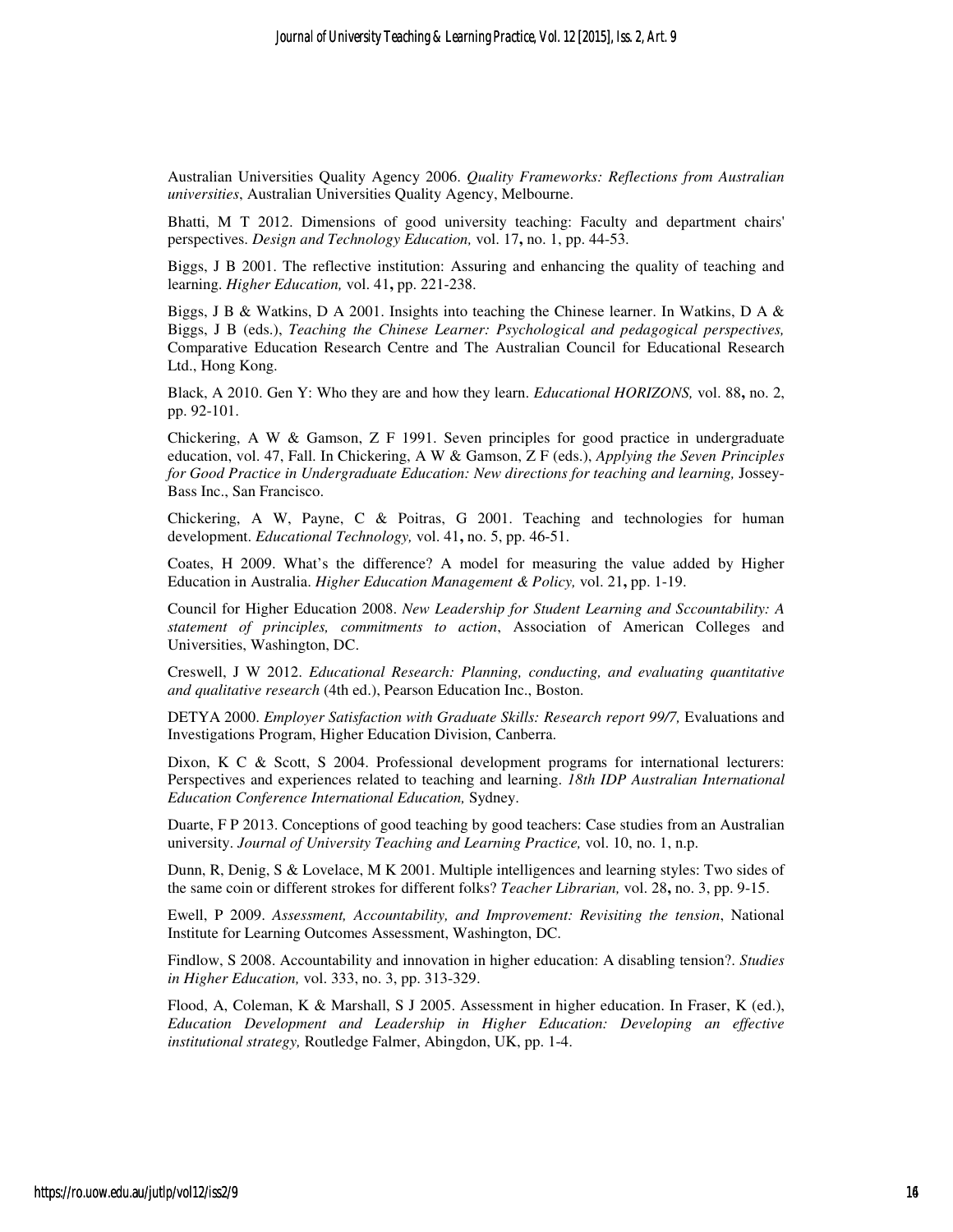Australian Universities Quality Agency 2006. *Quality Frameworks: Reflections from Australian universities*, Australian Universities Quality Agency, Melbourne.

Bhatti, M T 2012. Dimensions of good university teaching: Faculty and department chairs' perspectives. *Design and Technology Education,* vol. 17**,** no. 1, pp. 44-53.

Biggs, J B 2001. The reflective institution: Assuring and enhancing the quality of teaching and learning. *Higher Education,* vol. 41**,** pp. 221-238.

Biggs, J B & Watkins, D A 2001. Insights into teaching the Chinese learner. In Watkins, D A & Biggs, J B (eds.), *Teaching the Chinese Learner: Psychological and pedagogical perspectives,* Comparative Education Research Centre and The Australian Council for Educational Research Ltd., Hong Kong.

Black, A 2010. Gen Y: Who they are and how they learn. *Educational HORIZONS,* vol. 88**,** no. 2, pp. 92-101.

Chickering, A W & Gamson, Z F 1991. Seven principles for good practice in undergraduate education, vol. 47, Fall. In Chickering, A W & Gamson, Z F (eds.), *Applying the Seven Principles for Good Practice in Undergraduate Education: New directions for teaching and learning,* Jossey-Bass Inc., San Francisco.

Chickering, A W, Payne, C & Poitras, G 2001. Teaching and technologies for human development. *Educational Technology,* vol. 41**,** no. 5, pp. 46-51.

Coates, H 2009. What's the difference? A model for measuring the value added by Higher Education in Australia. *Higher Education Management & Policy,* vol. 21**,** pp. 1-19.

Council for Higher Education 2008. *New Leadership for Student Learning and Sccountability: A statement of principles, commitments to action*, Association of American Colleges and Universities, Washington, DC.

Creswell, J W 2012. *Educational Research: Planning, conducting, and evaluating quantitative and qualitative research* (4th ed.), Pearson Education Inc., Boston.

DETYA 2000. *Employer Satisfaction with Graduate Skills: Research report 99/7,* Evaluations and Investigations Program, Higher Education Division, Canberra.

Dixon, K C & Scott, S 2004. Professional development programs for international lecturers: Perspectives and experiences related to teaching and learning. *18th IDP Australian International Education Conference International Education,* Sydney.

Duarte, F P 2013. Conceptions of good teaching by good teachers: Case studies from an Australian university. *Journal of University Teaching and Learning Practice,* vol. 10, no. 1, n.p.

Dunn, R, Denig, S & Lovelace, M K 2001. Multiple intelligences and learning styles: Two sides of the same coin or different strokes for different folks? *Teacher Librarian,* vol. 28**,** no. 3, pp. 9-15.

Ewell, P 2009. *Assessment, Accountability, and Improvement: Revisiting the tension*, National Institute for Learning Outcomes Assessment, Washington, DC.

Findlow, S 2008. Accountability and innovation in higher education: A disabling tension?. *Studies in Higher Education,* vol. 333, no. 3, pp. 313-329.

Flood, A, Coleman, K & Marshall, S J 2005. Assessment in higher education. In Fraser, K (ed.), *Education Development and Leadership in Higher Education: Developing an effective institutional strategy,* Routledge Falmer, Abingdon, UK, pp. 1-4.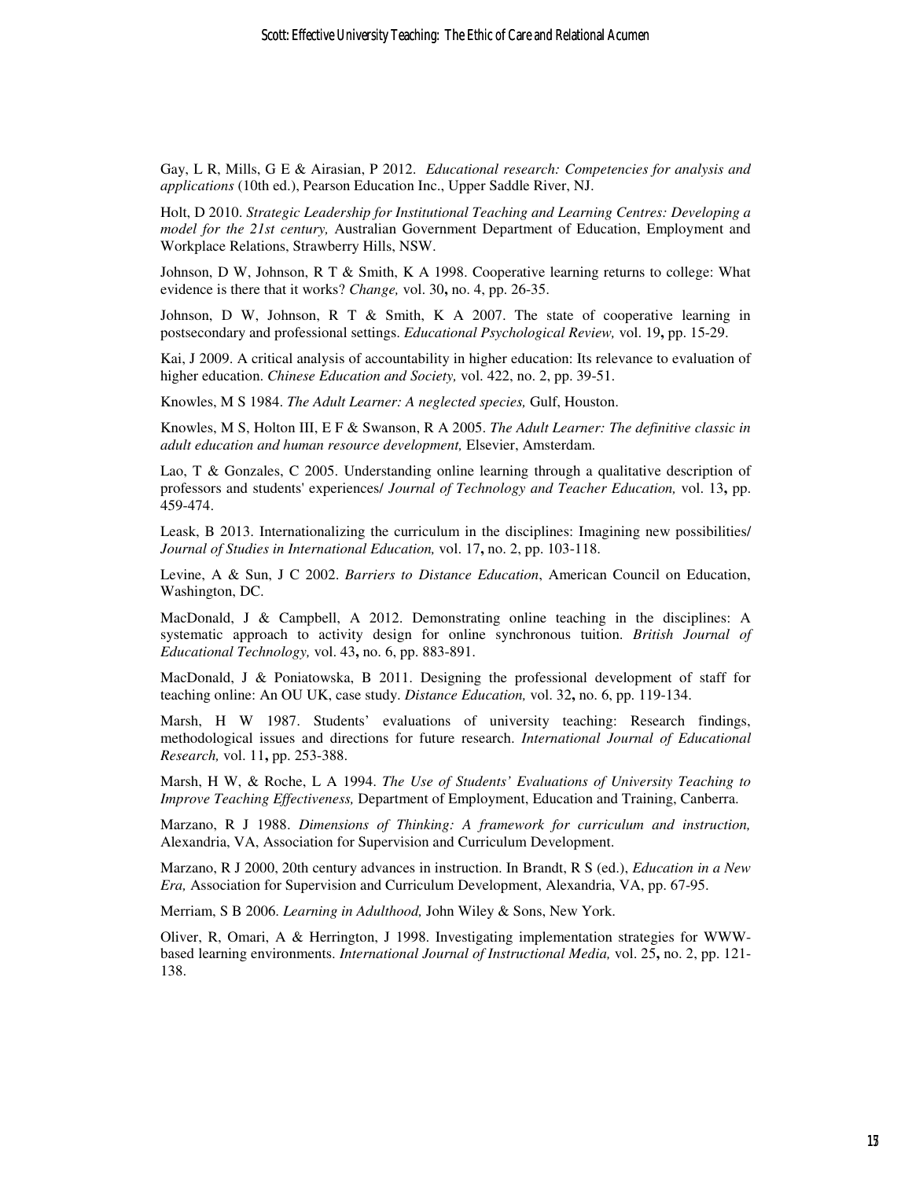Gay, L R, Mills, G E & Airasian, P 2012. *Educational research: Competencies for analysis and applications* (10th ed.), Pearson Education Inc., Upper Saddle River, NJ.

Holt, D 2010. *Strategic Leadership for Institutional Teaching and Learning Centres: Developing a model for the 21st century,* Australian Government Department of Education, Employment and Workplace Relations, Strawberry Hills, NSW.

Johnson, D W, Johnson, R T & Smith, K A 1998. Cooperative learning returns to college: What evidence is there that it works? *Change,* vol. 30**,** no. 4, pp. 26-35.

Johnson, D W, Johnson, R T & Smith, K A 2007. The state of cooperative learning in postsecondary and professional settings. *Educational Psychological Review,* vol. 19**,** pp. 15-29.

Kai, J 2009. A critical analysis of accountability in higher education: Its relevance to evaluation of higher education. *Chinese Education and Society,* vol. 422, no. 2, pp. 39-51.

Knowles, M S 1984. *The Adult Learner: A neglected species,* Gulf, Houston.

Knowles, M S, Holton III, E F & Swanson, R A 2005. *The Adult Learner: The definitive classic in adult education and human resource development,* Elsevier, Amsterdam.

Lao, T & Gonzales, C 2005. Understanding online learning through a qualitative description of professors and students' experiences/ *Journal of Technology and Teacher Education,* vol. 13**,** pp. 459-474.

Leask, B 2013. Internationalizing the curriculum in the disciplines: Imagining new possibilities/ *Journal of Studies in International Education,* vol. 17**,** no. 2, pp. 103-118.

Levine, A & Sun, J C 2002. *Barriers to Distance Education*, American Council on Education, Washington, DC.

MacDonald, J & Campbell, A 2012. Demonstrating online teaching in the disciplines: A systematic approach to activity design for online synchronous tuition. *British Journal of Educational Technology,* vol. 43**,** no. 6, pp. 883-891.

MacDonald, J & Poniatowska, B 2011. Designing the professional development of staff for teaching online: An OU UK, case study. *Distance Education,* vol. 32**,** no. 6, pp. 119-134.

Marsh, H W 1987. Students' evaluations of university teaching: Research findings, methodological issues and directions for future research. *International Journal of Educational Research,* vol. 11**,** pp. 253-388.

Marsh, H W, & Roche, L A 1994. *The Use of Students' Evaluations of University Teaching to Improve Teaching Effectiveness,* Department of Employment, Education and Training, Canberra.

Marzano, R J 1988. *Dimensions of Thinking: A framework for curriculum and instruction,* Alexandria, VA, Association for Supervision and Curriculum Development.

Marzano, R J 2000, 20th century advances in instruction. In Brandt, R S (ed.), *Education in a New Era,* Association for Supervision and Curriculum Development, Alexandria, VA, pp. 67-95.

Merriam, S B 2006. *Learning in Adulthood,* John Wiley & Sons, New York.

Oliver, R, Omari, A & Herrington, J 1998. Investigating implementation strategies for WWW-based learning environments. *International Journal of Instructional Media,* vol. 25**,** no. 2, pp. 121-138.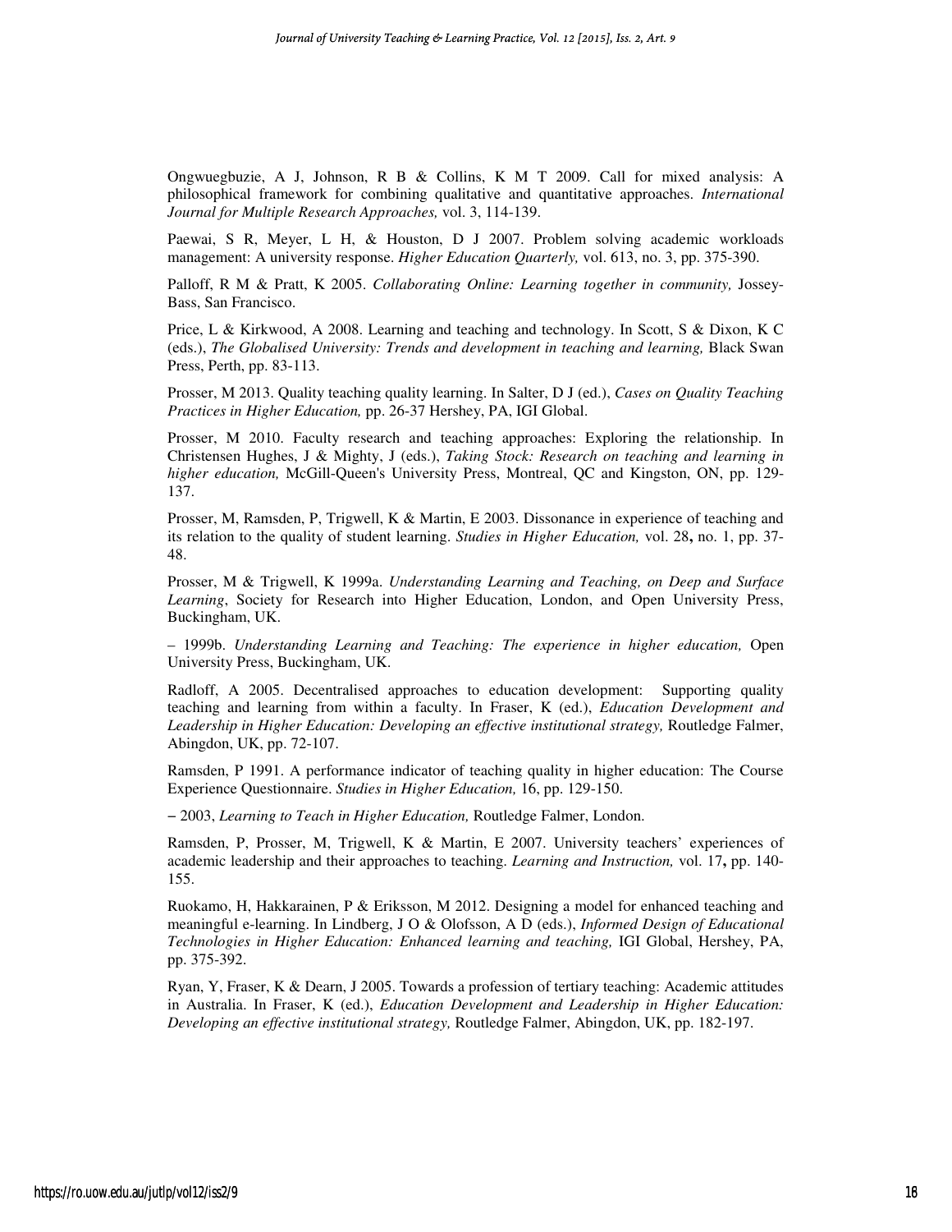Ongwuegbuzie, A J, Johnson, R B & Collins, K M T 2009. Call for mixed analysis: A philosophical framework for combining qualitative and quantitative approaches. *International Journal for Multiple Research Approaches,* vol. 3, 114-139.

Paewai, S R, Meyer, L H, & Houston, D J 2007. Problem solving academic workloads management: A university response. *Higher Education Quarterly,* vol. 613, no. 3, pp. 375-390.

Palloff, R M & Pratt, K 2005. *Collaborating Online: Learning together in community,* Jossey-Bass, San Francisco.

Price, L & Kirkwood, A 2008. Learning and teaching and technology. In Scott, S & Dixon, K C (eds.), *The Globalised University: Trends and development in teaching and learning,* Black Swan Press, Perth, pp. 83-113.

Prosser, M 2013. Quality teaching quality learning. In Salter, D J (ed.), *Cases on Quality Teaching Practices in Higher Education,* pp. 26-37 Hershey, PA, IGI Global.

Prosser, M 2010. Faculty research and teaching approaches: Exploring the relationship. In Christensen Hughes, J & Mighty, J (eds.), *Taking Stock: Research on teaching and learning in higher education,* McGill-Queen's University Press, Montreal, QC and Kingston, ON, pp. 129-137.

Prosser, M, Ramsden, P, Trigwell, K & Martin, E 2003. Dissonance in experience of teaching and its relation to the quality of student learning. *Studies in Higher Education,* vol. 28**,** no. 1, pp. 37-48.

Prosser, M & Trigwell, K 1999a. *Understanding Learning and Teaching, on Deep and Surface Learning*, Society for Research into Higher Education, London, and Open University Press, Buckingham, UK.

– 1999b. *Understanding Learning and Teaching: The experience in higher education,* Open University Press, Buckingham, UK.

Radloff, A 2005. Decentralised approaches to education development: Supporting quality teaching and learning from within a faculty. In Fraser, K (ed.), *Education Development and Leadership in Higher Education: Developing an effective institutional strategy,* Routledge Falmer, Abingdon, UK, pp. 72-107.

Ramsden, P 1991. A performance indicator of teaching quality in higher education: The Course Experience Questionnaire. *Studies in Higher Education,* 16, pp. 129-150.

– 2003, *Learning to Teach in Higher Education,* Routledge Falmer, London.

Ramsden, P, Prosser, M, Trigwell, K & Martin, E 2007. University teachers' experiences of academic leadership and their approaches to teaching. *Learning and Instruction,* vol. 17**,** pp. 140-155.

Ruokamo, H, Hakkarainen, P & Eriksson, M 2012. Designing a model for enhanced teaching and meaningful e-learning. In Lindberg, J O & Olofsson, A D (eds.), *Informed Design of Educational Technologies in Higher Education: Enhanced learning and teaching,* IGI Global, Hershey, PA, pp. 375-392.

Ryan, Y, Fraser, K & Dearn, J 2005. Towards a profession of tertiary teaching: Academic attitudes in Australia. In Fraser, K (ed.), *Education Development and Leadership in Higher Education: Developing an effective institutional strategy,* Routledge Falmer, Abingdon, UK, pp. 182-197.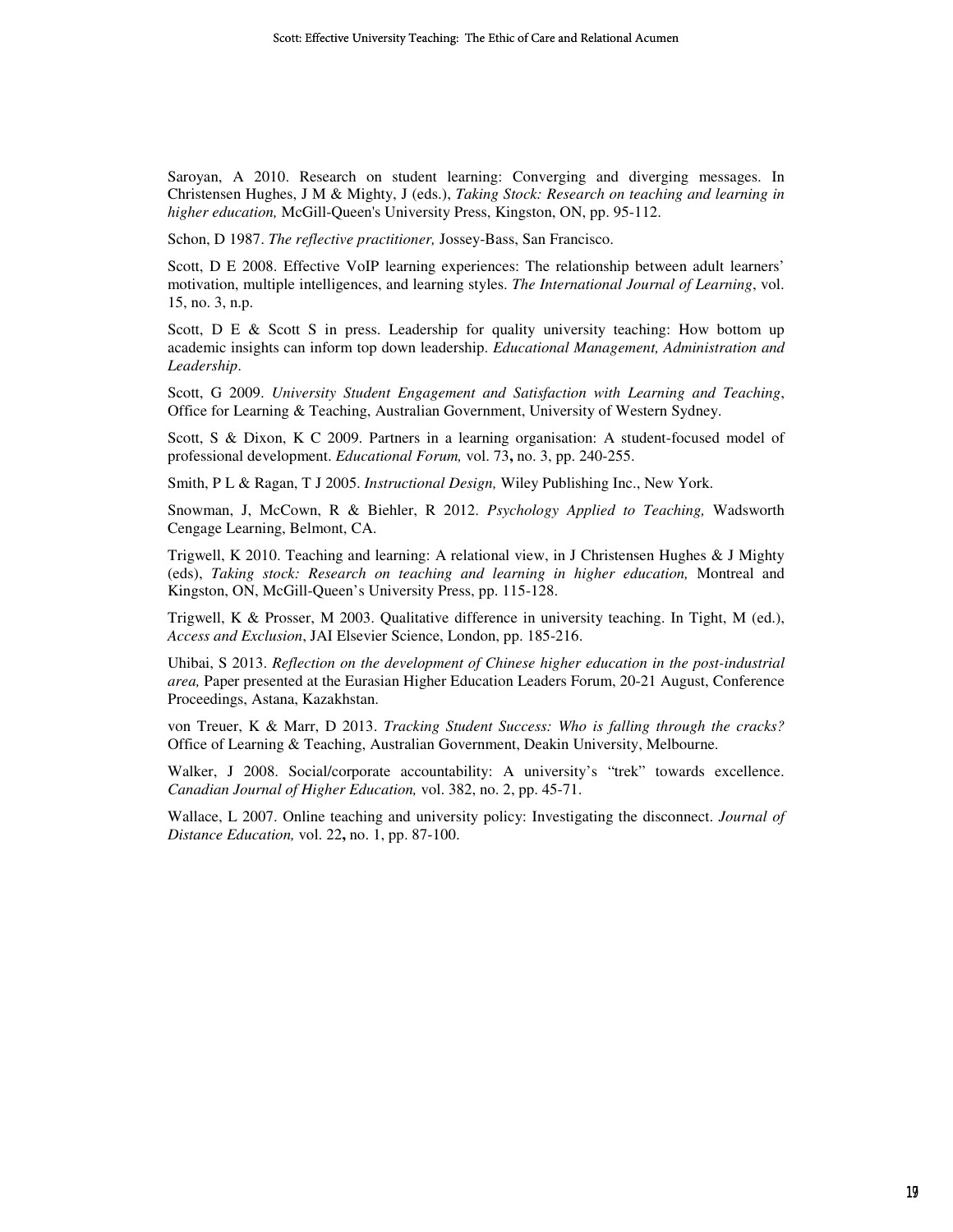Saroyan, A 2010. Research on student learning: Converging and diverging messages. In Christensen Hughes, J M & Mighty, J (eds.), *Taking Stock: Research on teaching and learning in higher education,* McGill-Queen's University Press, Kingston, ON, pp. 95-112.

Schon, D 1987. *The reflective practitioner,* Jossey-Bass, San Francisco.

Scott, D E 2008. Effective VoIP learning experiences: The relationship between adult learners' motivation, multiple intelligences, and learning styles. *The International Journal of Learning*, vol. 15, no. 3, n.p.

Scott, D E & Scott S in press. Leadership for quality university teaching: How bottom up academic insights can inform top down leadership. *Educational Management, Administration and Leadership*.

Scott, G 2009. *University Student Engagement and Satisfaction with Learning and Teaching*, Office for Learning & Teaching, Australian Government, University of Western Sydney.

Scott, S & Dixon, K C 2009. Partners in a learning organisation: A student-focused model of professional development. *Educational Forum,* vol. 73**,** no. 3, pp. 240-255.

Smith, P L & Ragan, T J 2005. *Instructional Design,* Wiley Publishing Inc., New York.

Snowman, J, McCown, R & Biehler, R 2012. *Psychology Applied to Teaching,* Wadsworth Cengage Learning, Belmont, CA.

Trigwell, K 2010. Teaching and learning: A relational view, in J Christensen Hughes & J Mighty (eds), *Taking stock: Research on teaching and learning in higher education,* Montreal and Kingston, ON, McGill-Queen's University Press, pp. 115-128.

Trigwell, K & Prosser, M 2003. Qualitative difference in university teaching. In Tight, M (ed.), *Access and Exclusion*, JAI Elsevier Science, London, pp. 185-216.

Uhibai, S 2013. *Reflection on the development of Chinese higher education in the post-industrial area,* Paper presented at the Eurasian Higher Education Leaders Forum, 20-21 August, Conference Proceedings, Astana, Kazakhstan.

von Treuer, K & Marr, D 2013. *Tracking Student Success: Who is falling through the cracks?* Office of Learning & Teaching, Australian Government, Deakin University, Melbourne.

Walker, J 2008. Social/corporate accountability: A university's "trek" towards excellence. *Canadian Journal of Higher Education,* vol. 382, no. 2, pp. 45-71.

Wallace, L 2007. Online teaching and university policy: Investigating the disconnect. *Journal of Distance Education,* vol. 22**,** no. 1, pp. 87-100.